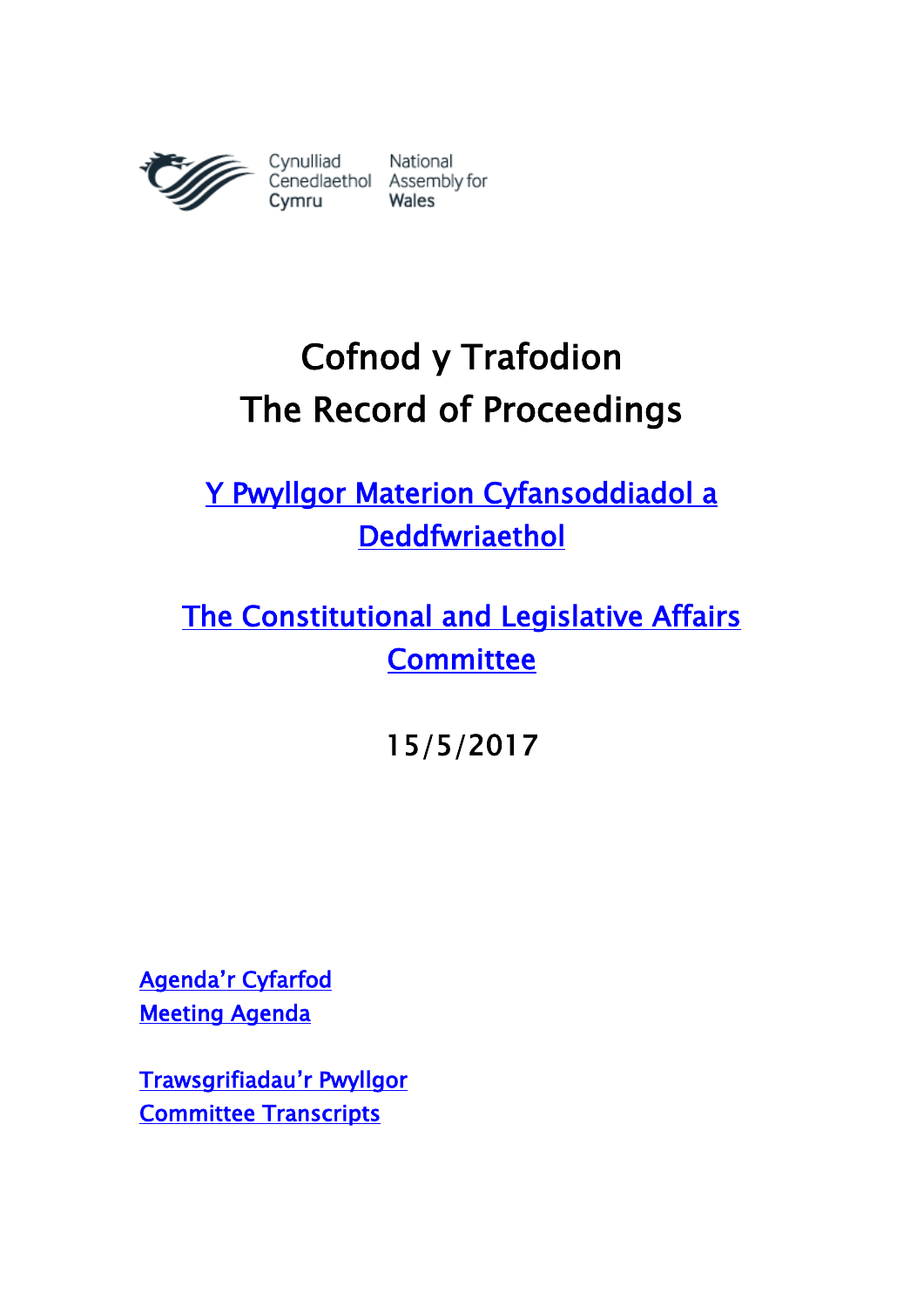Cynulliad Cenedlaethol Cymru | National Assembly for Wales

# Cofnod y Trafodion
# The Record of Proceedings

## Y Pwyllgor Materion Cyfansoddiadol a Deddfwriaethol

## The Constitutional and Legislative Affairs Committee

15/5/2017

Agenda'r Cyfarfod
Meeting Agenda

Trawsgrifiadau'r Pwyllgor
Committee Transcripts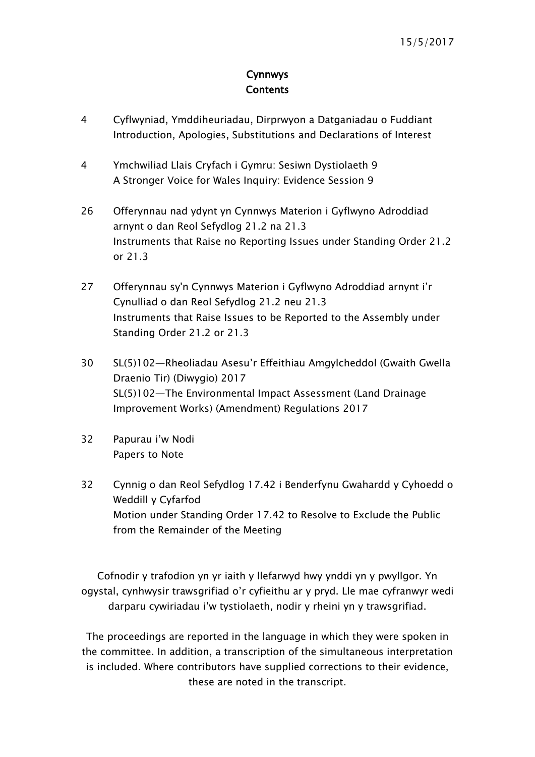15/5/2017

# Cynnwys
# Contents

| | |
|---|---|
| 4 | Cyflwyniad, Ymddiheuriadau, Dirprwyon a Datganiadau o Fuddiant<br>Introduction, Apologies, Substitutions and Declarations of Interest |
| 4 | Ymchwiliad Llais Cryfach i Gymru: Sesiwn Dystiolaeth 9<br>A Stronger Voice for Wales Inquiry: Evidence Session 9 |
| 26 | Offerynnau nad ydynt yn Cynnwys Materion i Gyflwyno Adroddiad arnynt o dan Reol Sefydlog 21.2 na 21.3<br>Instruments that Raise no Reporting Issues under Standing Order 21.2 or 21.3 |
| 27 | Offerynnau sy'n Cynnwys Materion i Gyflwyno Adroddiad arnynt i'r Cynulliad o dan Reol Sefydlog 21.2 neu 21.3<br>Instruments that Raise Issues to be Reported to the Assembly under Standing Order 21.2 or 21.3 |
| 30 | SL(5)102—Rheoliadau Asesu'r Effeithiau Amgylcheddol (Gwaith Gwella Draenio Tir) (Diwygio) 2017<br>SL(5)102—The Environmental Impact Assessment (Land Drainage Improvement Works) (Amendment) Regulations 2017 |
| 32 | Papurau i'w Nodi<br>Papers to Note |
| 32 | Cynnig o dan Reol Sefydlog 17.42 i Benderfynu Gwahardd y Cyhoedd o Weddill y Cyfarfod<br>Motion under Standing Order 17.42 to Resolve to Exclude the Public from the Remainder of the Meeting |

Cofnodir y trafodion yn yr iaith y llefarwyd hwy ynddi yn y pwyllgor. Yn ogystal, cynhwysir trawsgrifiad o'r cyfieithu ar y pryd. Lle mae cyfranwyr wedi darparu cywiriadau i'w tystiolaeth, nodir y rheini yn y trawsgrifiad.

The proceedings are reported in the language in which they were spoken in the committee. In addition, a transcription of the simultaneous interpretation is included. Where contributors have supplied corrections to their evidence, these are noted in the transcript.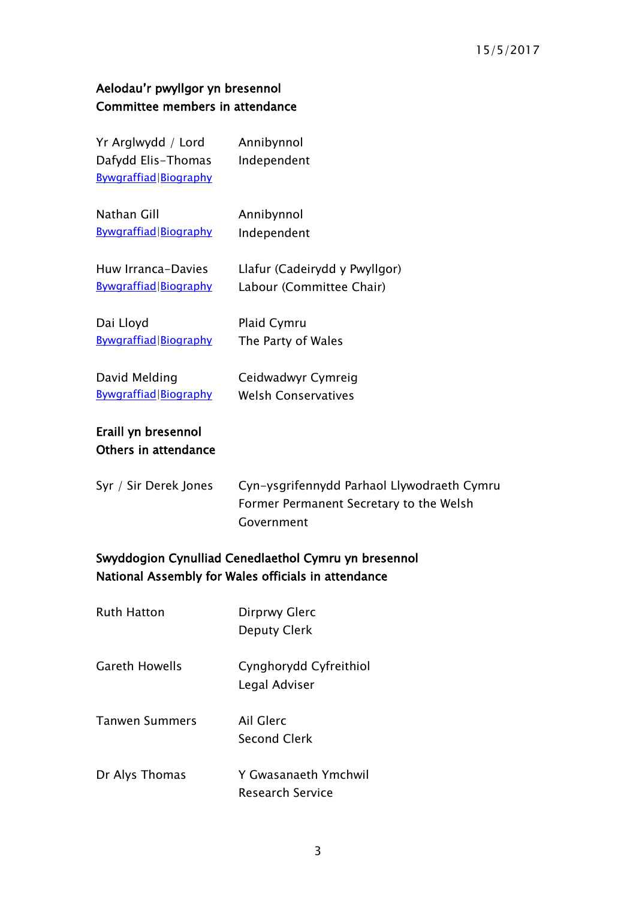15/5/2017

**Aelodau'r pwyllgor yn bresennol**
**Committee members in attendance**

| | |
|---|---|
| Yr Arglwydd / Lord Dafydd Elis-Thomas<br>Bywgraffiad\|Biography | Annibynnol<br>Independent |
| Nathan Gill<br>Bywgraffiad\|Biography | Annibynnol<br>Independent |
| Huw Irranca-Davies<br>Bywgraffiad\|Biography | Llafur (Cadeirydd y Pwyllgor)<br>Labour (Committee Chair) |
| Dai Lloyd<br>Bywgraffiad\|Biography | Plaid Cymru<br>The Party of Wales |
| David Melding<br>Bywgraffiad\|Biography | Ceidwadwyr Cymreig<br>Welsh Conservatives |

**Eraill yn bresennol**
**Others in attendance**

| | |
|---|---|
| Syr / Sir Derek Jones | Cyn-ysgrifennydd Parhaol Llywodraeth Cymru<br>Former Permanent Secretary to the Welsh Government |

**Swyddogion Cynulliad Cenedlaethol Cymru yn bresennol**
**National Assembly for Wales officials in attendance**

| | |
|---|---|
| Ruth Hatton | Dirprwy Glerc<br>Deputy Clerk |
| Gareth Howells | Cynghorydd Cyfreithiol<br>Legal Adviser |
| Tanwen Summers | Ail Glerc<br>Second Clerk |
| Dr Alys Thomas | Y Gwasanaeth Ymchwil<br>Research Service |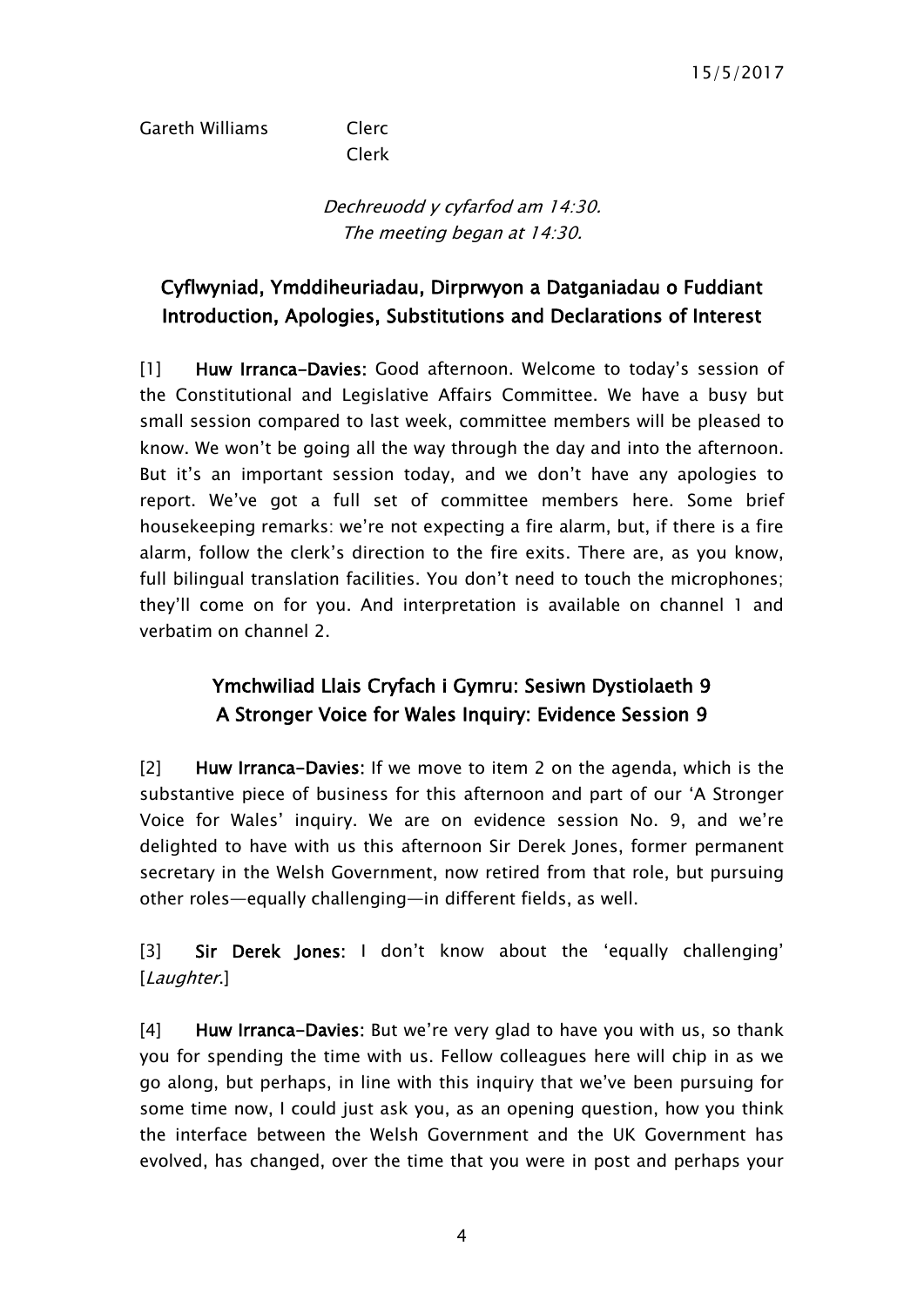Gareth Williams Clerc
Clerk

*Dechreuodd y cyfarfod am 14:30.*
*The meeting began at 14:30.*

## Cyflwyniad, Ymddiheuriadau, Dirprwyon a Datganiadau o Fuddiant
## Introduction, Apologies, Substitutions and Declarations of Interest

[1] **Huw Irranca-Davies:** Good afternoon. Welcome to today's session of the Constitutional and Legislative Affairs Committee. We have a busy but small session compared to last week, committee members will be pleased to know. We won't be going all the way through the day and into the afternoon. But it's an important session today, and we don't have any apologies to report. We've got a full set of committee members here. Some brief housekeeping remarks: we're not expecting a fire alarm, but, if there is a fire alarm, follow the clerk's direction to the fire exits. There are, as you know, full bilingual translation facilities. You don't need to touch the microphones; they'll come on for you. And interpretation is available on channel 1 and verbatim on channel 2.

## Ymchwiliad Llais Cryfach i Gymru: Sesiwn Dystiolaeth 9
## A Stronger Voice for Wales Inquiry: Evidence Session 9

[2] **Huw Irranca-Davies:** If we move to item 2 on the agenda, which is the substantive piece of business for this afternoon and part of our 'A Stronger Voice for Wales' inquiry. We are on evidence session No. 9, and we're delighted to have with us this afternoon Sir Derek Jones, former permanent secretary in the Welsh Government, now retired from that role, but pursuing other roles—equally challenging—in different fields, as well.

[3] **Sir Derek Jones:** I don't know about the 'equally challenging' [*Laughter.*]

[4] **Huw Irranca-Davies:** But we're very glad to have you with us, so thank you for spending the time with us. Fellow colleagues here will chip in as we go along, but perhaps, in line with this inquiry that we've been pursuing for some time now, I could just ask you, as an opening question, how you think the interface between the Welsh Government and the UK Government has evolved, has changed, over the time that you were in post and perhaps your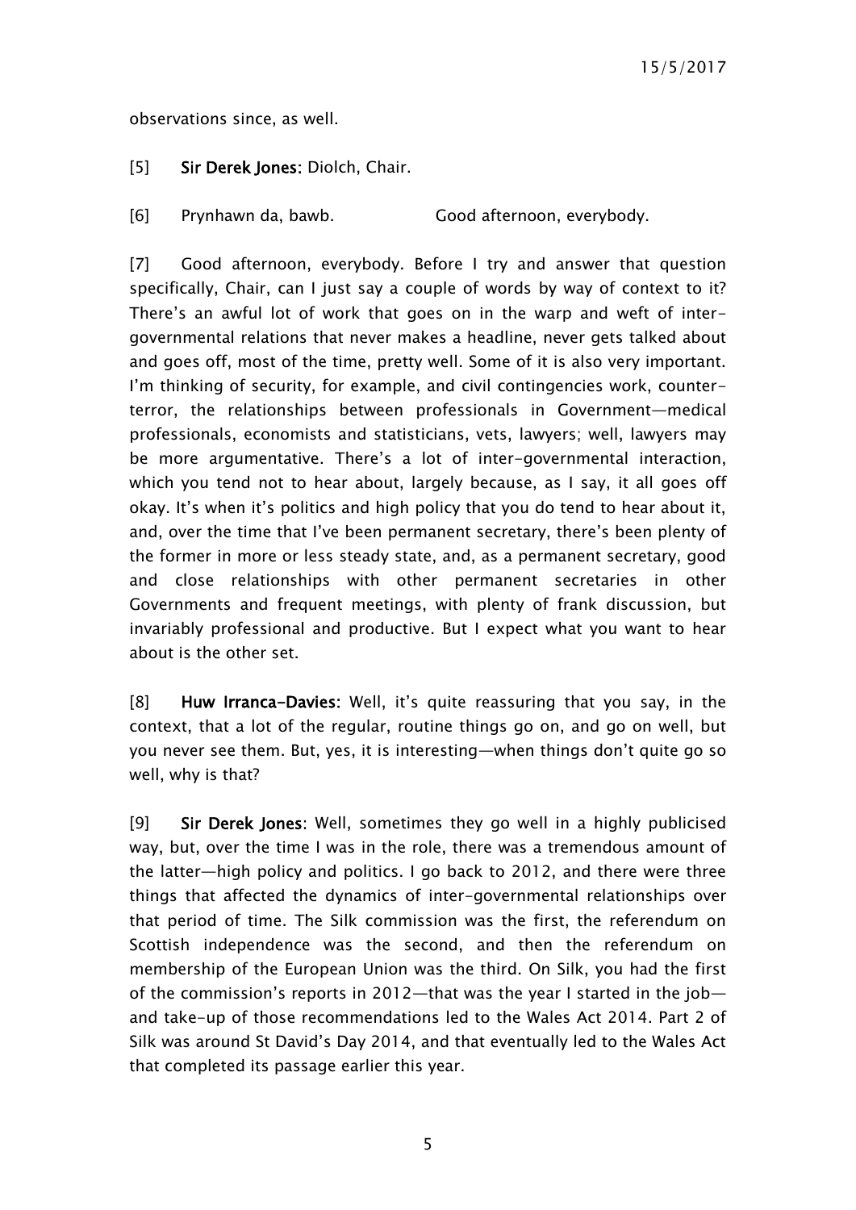observations since, as well.

[5] **Sir Derek Jones**: Diolch, Chair.

[6] Prynhawn da, bawb. Good afternoon, everybody.

[7] Good afternoon, everybody. Before I try and answer that question specifically, Chair, can I just say a couple of words by way of context to it? There's an awful lot of work that goes on in the warp and weft of inter-governmental relations that never makes a headline, never gets talked about and goes off, most of the time, pretty well. Some of it is also very important. I'm thinking of security, for example, and civil contingencies work, counter-terror, the relationships between professionals in Government—medical professionals, economists and statisticians, vets, lawyers; well, lawyers may be more argumentative. There's a lot of inter-governmental interaction, which you tend not to hear about, largely because, as I say, it all goes off okay. It's when it's politics and high policy that you do tend to hear about it, and, over the time that I've been permanent secretary, there's been plenty of the former in more or less steady state, and, as a permanent secretary, good and close relationships with other permanent secretaries in other Governments and frequent meetings, with plenty of frank discussion, but invariably professional and productive. But I expect what you want to hear about is the other set.

[8] **Huw Irranca-Davies**: Well, it's quite reassuring that you say, in the context, that a lot of the regular, routine things go on, and go on well, but you never see them. But, yes, it is interesting—when things don't quite go so well, why is that?

[9] **Sir Derek Jones**: Well, sometimes they go well in a highly publicised way, but, over the time I was in the role, there was a tremendous amount of the latter—high policy and politics. I go back to 2012, and there were three things that affected the dynamics of inter-governmental relationships over that period of time. The Silk commission was the first, the referendum on Scottish independence was the second, and then the referendum on membership of the European Union was the third. On Silk, you had the first of the commission's reports in 2012—that was the year I started in the job—and take-up of those recommendations led to the Wales Act 2014. Part 2 of Silk was around St David's Day 2014, and that eventually led to the Wales Act that completed its passage earlier this year.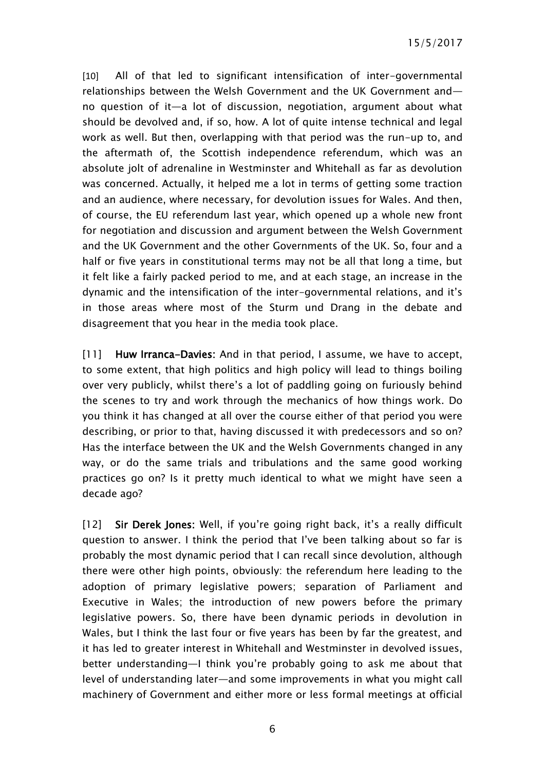[10] All of that led to significant intensification of inter-governmental relationships between the Welsh Government and the UK Government and—no question of it—a lot of discussion, negotiation, argument about what should be devolved and, if so, how. A lot of quite intense technical and legal work as well. But then, overlapping with that period was the run-up to, and the aftermath of, the Scottish independence referendum, which was an absolute jolt of adrenaline in Westminster and Whitehall as far as devolution was concerned. Actually, it helped me a lot in terms of getting some traction and an audience, where necessary, for devolution issues for Wales. And then, of course, the EU referendum last year, which opened up a whole new front for negotiation and discussion and argument between the Welsh Government and the UK Government and the other Governments of the UK. So, four and a half or five years in constitutional terms may not be all that long a time, but it felt like a fairly packed period to me, and at each stage, an increase in the dynamic and the intensification of the inter-governmental relations, and it's in those areas where most of the Sturm und Drang in the debate and disagreement that you hear in the media took place.

[11] **Huw Irranca-Davies:** And in that period, I assume, we have to accept, to some extent, that high politics and high policy will lead to things boiling over very publicly, whilst there's a lot of paddling going on furiously behind the scenes to try and work through the mechanics of how things work. Do you think it has changed at all over the course either of that period you were describing, or prior to that, having discussed it with predecessors and so on? Has the interface between the UK and the Welsh Governments changed in any way, or do the same trials and tribulations and the same good working practices go on? Is it pretty much identical to what we might have seen a decade ago?

[12] **Sir Derek Jones:** Well, if you're going right back, it's a really difficult question to answer. I think the period that I've been talking about so far is probably the most dynamic period that I can recall since devolution, although there were other high points, obviously: the referendum here leading to the adoption of primary legislative powers; separation of Parliament and Executive in Wales; the introduction of new powers before the primary legislative powers. So, there have been dynamic periods in devolution in Wales, but I think the last four or five years has been by far the greatest, and it has led to greater interest in Whitehall and Westminster in devolved issues, better understanding—I think you're probably going to ask me about that level of understanding later—and some improvements in what you might call machinery of Government and either more or less formal meetings at official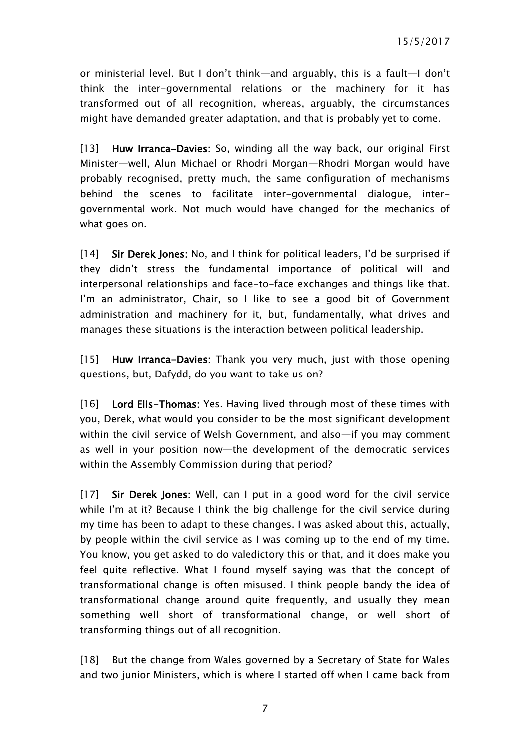or ministerial level. But I don't think—and arguably, this is a fault—I don't think the inter-governmental relations or the machinery for it has transformed out of all recognition, whereas, arguably, the circumstances might have demanded greater adaptation, and that is probably yet to come.

[13] **Huw Irranca-Davies**: So, winding all the way back, our original First Minister—well, Alun Michael or Rhodri Morgan—Rhodri Morgan would have probably recognised, pretty much, the same configuration of mechanisms behind the scenes to facilitate inter-governmental dialogue, inter-governmental work. Not much would have changed for the mechanics of what goes on.

[14] **Sir Derek Jones**: No, and I think for political leaders, I'd be surprised if they didn't stress the fundamental importance of political will and interpersonal relationships and face-to-face exchanges and things like that. I'm an administrator, Chair, so I like to see a good bit of Government administration and machinery for it, but, fundamentally, what drives and manages these situations is the interaction between political leadership.

[15] **Huw Irranca-Davies**: Thank you very much, just with those opening questions, but, Dafydd, do you want to take us on?

[16] **Lord Elis-Thomas**: Yes. Having lived through most of these times with you, Derek, what would you consider to be the most significant development within the civil service of Welsh Government, and also—if you may comment as well in your position now—the development of the democratic services within the Assembly Commission during that period?

[17] **Sir Derek Jones**: Well, can I put in a good word for the civil service while I'm at it? Because I think the big challenge for the civil service during my time has been to adapt to these changes. I was asked about this, actually, by people within the civil service as I was coming up to the end of my time. You know, you get asked to do valedictory this or that, and it does make you feel quite reflective. What I found myself saying was that the concept of transformational change is often misused. I think people bandy the idea of transformational change around quite frequently, and usually they mean something well short of transformational change, or well short of transforming things out of all recognition.

[18] But the change from Wales governed by a Secretary of State for Wales and two junior Ministers, which is where I started off when I came back from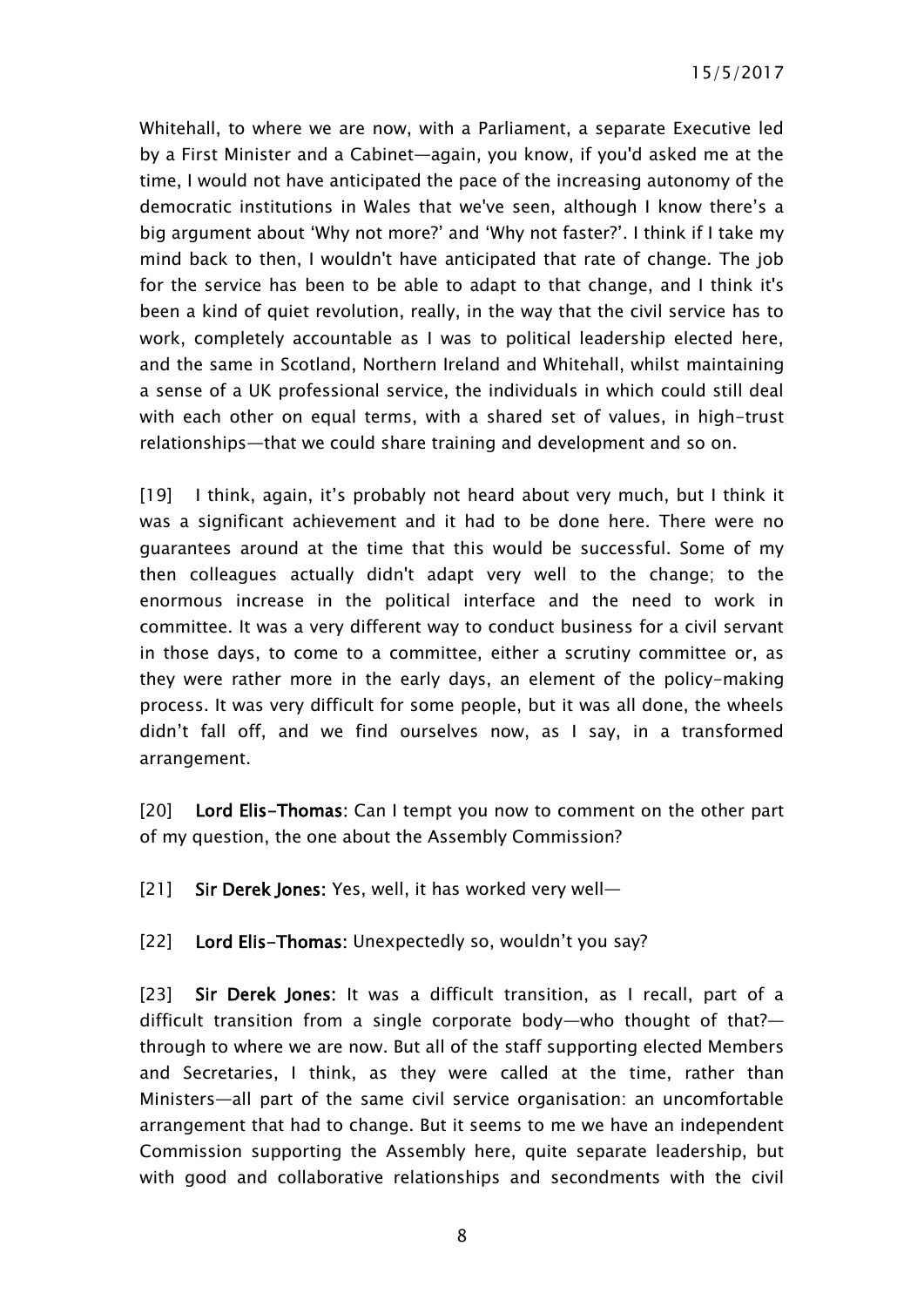Whitehall, to where we are now, with a Parliament, a separate Executive led by a First Minister and a Cabinet—again, you know, if you'd asked me at the time, I would not have anticipated the pace of the increasing autonomy of the democratic institutions in Wales that we've seen, although I know there's a big argument about 'Why not more?' and 'Why not faster?'. I think if I take my mind back to then, I wouldn't have anticipated that rate of change. The job for the service has been to be able to adapt to that change, and I think it's been a kind of quiet revolution, really, in the way that the civil service has to work, completely accountable as I was to political leadership elected here, and the same in Scotland, Northern Ireland and Whitehall, whilst maintaining a sense of a UK professional service, the individuals in which could still deal with each other on equal terms, with a shared set of values, in high-trust relationships—that we could share training and development and so on.

[19] I think, again, it's probably not heard about very much, but I think it was a significant achievement and it had to be done here. There were no guarantees around at the time that this would be successful. Some of my then colleagues actually didn't adapt very well to the change; to the enormous increase in the political interface and the need to work in committee. It was a very different way to conduct business for a civil servant in those days, to come to a committee, either a scrutiny committee or, as they were rather more in the early days, an element of the policy-making process. It was very difficult for some people, but it was all done, the wheels didn't fall off, and we find ourselves now, as I say, in a transformed arrangement.

[20] **Lord Elis-Thomas:** Can I tempt you now to comment on the other part of my question, the one about the Assembly Commission?

[21] **Sir Derek Jones:** Yes, well, it has worked very well—

[22] **Lord Elis-Thomas:** Unexpectedly so, wouldn't you say?

[23] **Sir Derek Jones:** It was a difficult transition, as I recall, part of a difficult transition from a single corporate body—who thought of that?—through to where we are now. But all of the staff supporting elected Members and Secretaries, I think, as they were called at the time, rather than Ministers—all part of the same civil service organisation: an uncomfortable arrangement that had to change. But it seems to me we have an independent Commission supporting the Assembly here, quite separate leadership, but with good and collaborative relationships and secondments with the civil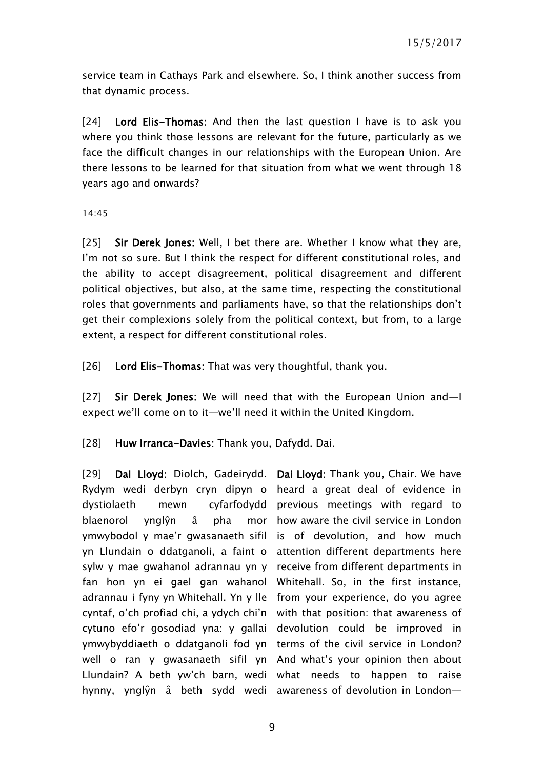service team in Cathays Park and elsewhere. So, I think another success from that dynamic process.

[24] **Lord Elis-Thomas:** And then the last question I have is to ask you where you think those lessons are relevant for the future, particularly as we face the difficult changes in our relationships with the European Union. Are there lessons to be learned for that situation from what we went through 18 years ago and onwards?

14:45

[25] **Sir Derek Jones:** Well, I bet there are. Whether I know what they are, I'm not so sure. But I think the respect for different constitutional roles, and the ability to accept disagreement, political disagreement and different political objectives, but also, at the same time, respecting the constitutional roles that governments and parliaments have, so that the relationships don't get their complexions solely from the political context, but from, to a large extent, a respect for different constitutional roles.

[26] **Lord Elis-Thomas:** That was very thoughtful, thank you.

[27] **Sir Derek Jones:** We will need that with the European Union and—I expect we'll come on to it—we'll need it within the United Kingdom.

[28] **Huw Irranca-Davies:** Thank you, Dafydd. Dai.

[29] **Dai Lloyd:** Diolch, Gadeirydd. Rydym wedi derbyn cryn dipyn o dystiolaeth mewn cyfarfodydd blaenorol ynglŷn â pha mor ymwybodol y mae'r gwasanaeth sifil yn Llundain o ddatganoli, a faint o sylw y mae gwahanol adrannau yn y fan hon yn ei gael gan wahanol adrannau i fyny yn Whitehall. Yn y lle cyntaf, o'ch profiad chi, a ydych chi'n cytuno efo'r gosodiad yna: y gallai ymwybyddiaeth o ddatganoli fod yn well o ran y gwasanaeth sifil yn Llundain? A beth yw'ch barn, wedi hynny, ynglŷn â beth sydd wedi

**Dai Lloyd:** Thank you, Chair. We have heard a great deal of evidence in previous meetings with regard to how aware the civil service in London is of devolution, and how much attention different departments here receive from different departments in Whitehall. So, in the first instance, from your experience, do you agree with that position: that awareness of devolution could be improved in terms of the civil service in London? And what's your opinion then about what needs to happen to raise awareness of devolution in London—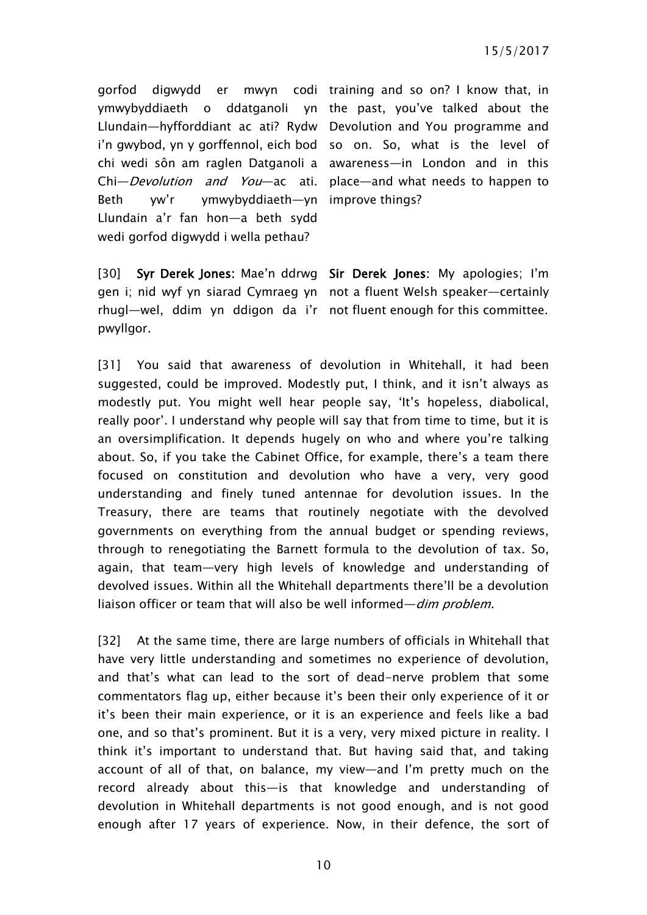gorfod digwydd er mwyn codi ymwybyddiaeth o ddatganoli yn Llundain—hyfforddiant ac ati? Rydw i'n gwybod, yn y gorffennol, eich bod chi wedi sôn am raglen Datganoli a Chi—*Devolution and You*—ac ati. Beth yw'r ymwybyddiaeth—yn Llundain a'r fan hon—a beth sydd wedi gorfod digwydd i wella pethau?

training and so on? I know that, in the past, you've talked about the Devolution and You programme and so on. So, what is the level of awareness—in London and in this place—and what needs to happen to improve things?

[30] **Syr Derek Jones**: Mae'n ddrwg gen i; nid wyf yn siarad Cymraeg yn rhugl—wel, ddim yn ddigon da i'r pwyllgor.

**Sir Derek Jones**: My apologies; I'm not a fluent Welsh speaker—certainly not fluent enough for this committee.

[31] You said that awareness of devolution in Whitehall, it had been suggested, could be improved. Modestly put, I think, and it isn't always as modestly put. You might well hear people say, 'It's hopeless, diabolical, really poor'. I understand why people will say that from time to time, but it is an oversimplification. It depends hugely on who and where you're talking about. So, if you take the Cabinet Office, for example, there's a team there focused on constitution and devolution who have a very, very good understanding and finely tuned antennae for devolution issues. In the Treasury, there are teams that routinely negotiate with the devolved governments on everything from the annual budget or spending reviews, through to renegotiating the Barnett formula to the devolution of tax. So, again, that team—very high levels of knowledge and understanding of devolved issues. Within all the Whitehall departments there'll be a devolution liaison officer or team that will also be well informed—*dim problem.*

[32] At the same time, there are large numbers of officials in Whitehall that have very little understanding and sometimes no experience of devolution, and that's what can lead to the sort of dead-nerve problem that some commentators flag up, either because it's been their only experience of it or it's been their main experience, or it is an experience and feels like a bad one, and so that's prominent. But it is a very, very mixed picture in reality. I think it's important to understand that. But having said that, and taking account of all of that, on balance, my view—and I'm pretty much on the record already about this—is that knowledge and understanding of devolution in Whitehall departments is not good enough, and is not good enough after 17 years of experience. Now, in their defence, the sort of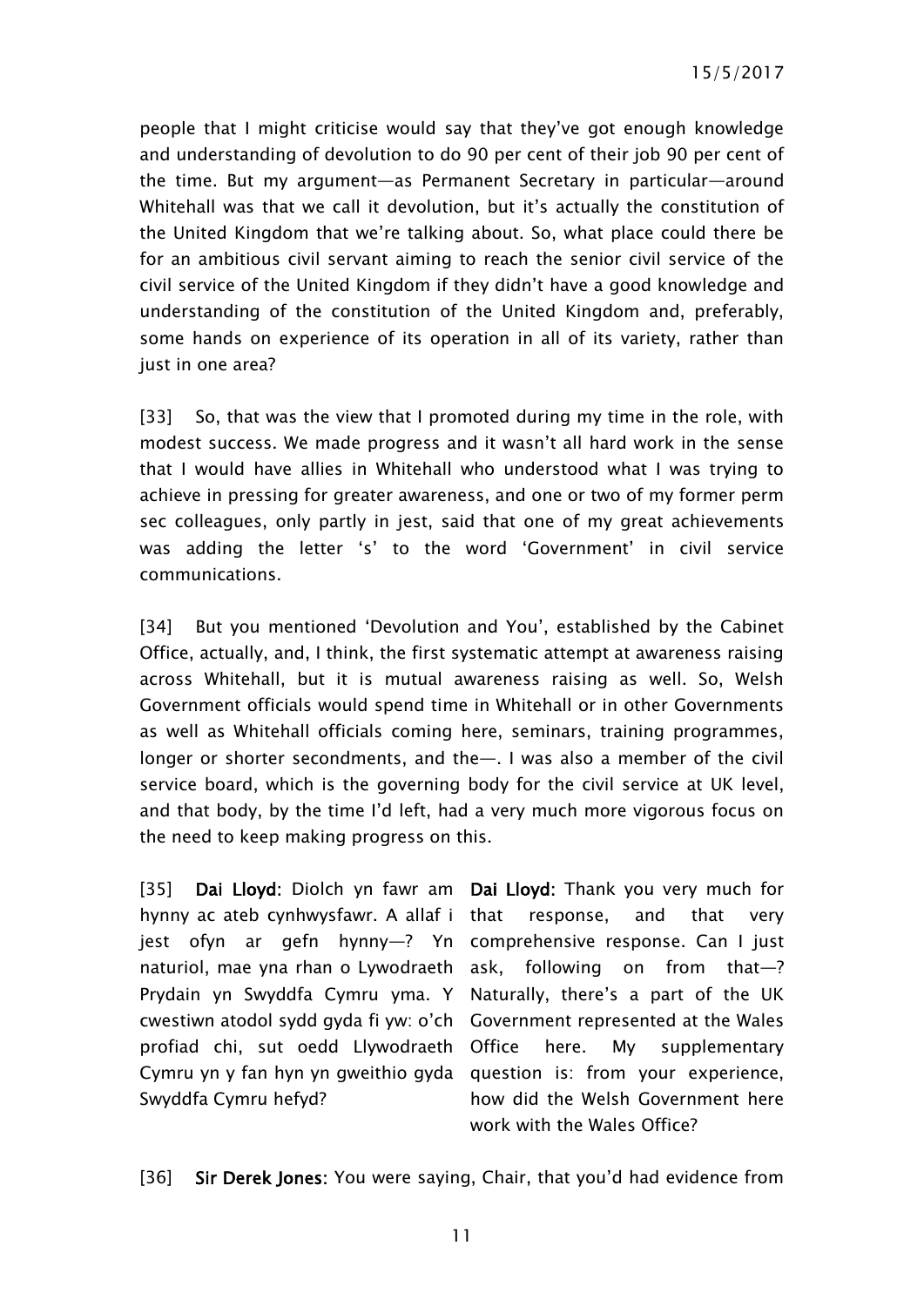people that I might criticise would say that they've got enough knowledge and understanding of devolution to do 90 per cent of their job 90 per cent of the time. But my argument—as Permanent Secretary in particular—around Whitehall was that we call it devolution, but it's actually the constitution of the United Kingdom that we're talking about. So, what place could there be for an ambitious civil servant aiming to reach the senior civil service of the civil service of the United Kingdom if they didn't have a good knowledge and understanding of the constitution of the United Kingdom and, preferably, some hands on experience of its operation in all of its variety, rather than just in one area?

[33] So, that was the view that I promoted during my time in the role, with modest success. We made progress and it wasn't all hard work in the sense that I would have allies in Whitehall who understood what I was trying to achieve in pressing for greater awareness, and one or two of my former perm sec colleagues, only partly in jest, said that one of my great achievements was adding the letter 's' to the word 'Government' in civil service communications.

[34] But you mentioned 'Devolution and You', established by the Cabinet Office, actually, and, I think, the first systematic attempt at awareness raising across Whitehall, but it is mutual awareness raising as well. So, Welsh Government officials would spend time in Whitehall or in other Governments as well as Whitehall officials coming here, seminars, training programmes, longer or shorter secondments, and the—. I was also a member of the civil service board, which is the governing body for the civil service at UK level, and that body, by the time I'd left, had a very much more vigorous focus on the need to keep making progress on this.

[35] **Dai Lloyd**: Diolch yn fawr am hynny ac ateb cynhwysfawr. A allaf i jest ofyn ar gefn hynny—? Yn naturiol, mae yna rhan o Lywodraeth Prydain yn Swyddfa Cymru yma. Y cwestiwn atodol sydd gyda fi yw: o'ch profiad chi, sut oedd Llywodraeth Cymru yn y fan hyn yn gweithio gyda Swyddfa Cymru hefyd?

**Dai Lloyd**: Thank you very much for that response, and that very comprehensive response. Can I just ask, following on from that—? Naturally, there's a part of the UK Government represented at the Wales Office here. My supplementary question is: from your experience, how did the Welsh Government here work with the Wales Office?

[36] **Sir Derek Jones**: You were saying, Chair, that you'd had evidence from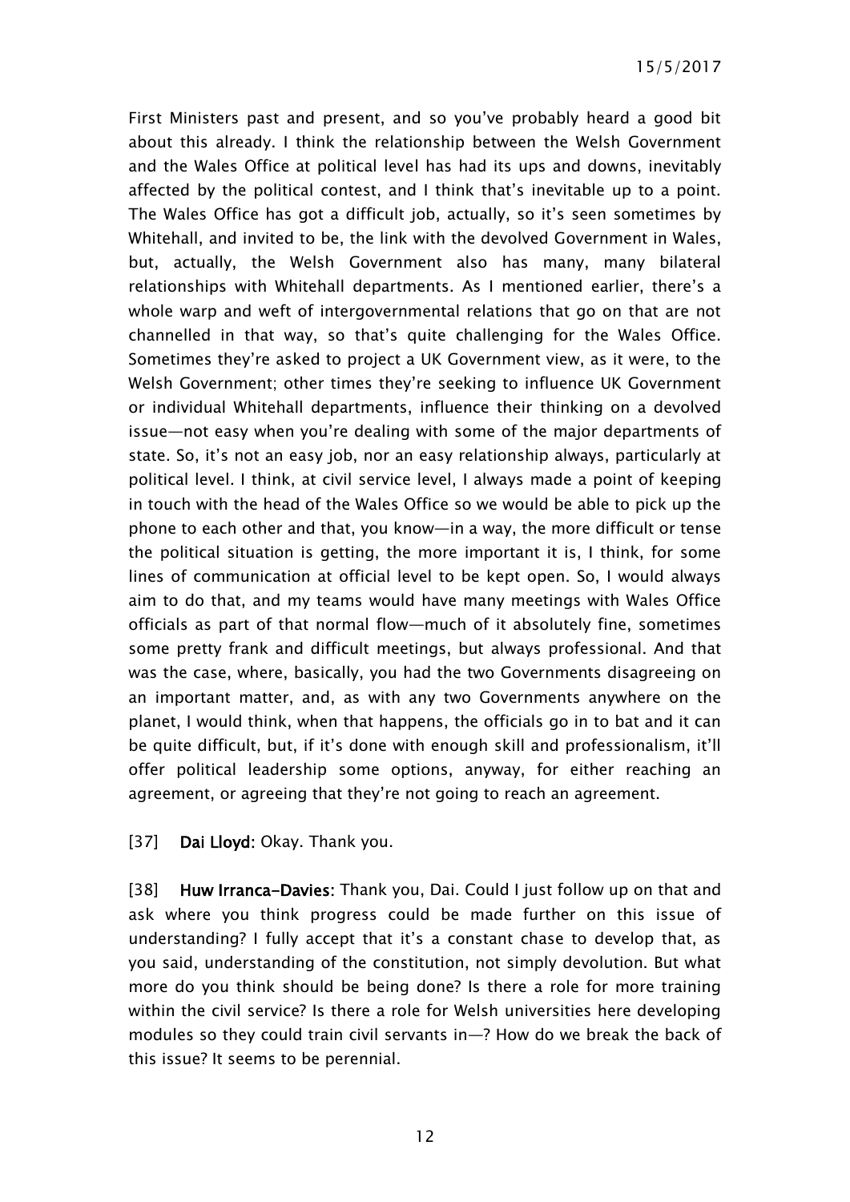First Ministers past and present, and so you've probably heard a good bit about this already. I think the relationship between the Welsh Government and the Wales Office at political level has had its ups and downs, inevitably affected by the political contest, and I think that's inevitable up to a point. The Wales Office has got a difficult job, actually, so it's seen sometimes by Whitehall, and invited to be, the link with the devolved Government in Wales, but, actually, the Welsh Government also has many, many bilateral relationships with Whitehall departments. As I mentioned earlier, there's a whole warp and weft of intergovernmental relations that go on that are not channelled in that way, so that's quite challenging for the Wales Office. Sometimes they're asked to project a UK Government view, as it were, to the Welsh Government; other times they're seeking to influence UK Government or individual Whitehall departments, influence their thinking on a devolved issue—not easy when you're dealing with some of the major departments of state. So, it's not an easy job, nor an easy relationship always, particularly at political level. I think, at civil service level, I always made a point of keeping in touch with the head of the Wales Office so we would be able to pick up the phone to each other and that, you know—in a way, the more difficult or tense the political situation is getting, the more important it is, I think, for some lines of communication at official level to be kept open. So, I would always aim to do that, and my teams would have many meetings with Wales Office officials as part of that normal flow—much of it absolutely fine, sometimes some pretty frank and difficult meetings, but always professional. And that was the case, where, basically, you had the two Governments disagreeing on an important matter, and, as with any two Governments anywhere on the planet, I would think, when that happens, the officials go in to bat and it can be quite difficult, but, if it's done with enough skill and professionalism, it'll offer political leadership some options, anyway, for either reaching an agreement, or agreeing that they're not going to reach an agreement.

[37] **Dai Lloyd:** Okay. Thank you.

[38] **Huw Irranca-Davies:** Thank you, Dai. Could I just follow up on that and ask where you think progress could be made further on this issue of understanding? I fully accept that it's a constant chase to develop that, as you said, understanding of the constitution, not simply devolution. But what more do you think should be being done? Is there a role for more training within the civil service? Is there a role for Welsh universities here developing modules so they could train civil servants in—? How do we break the back of this issue? It seems to be perennial.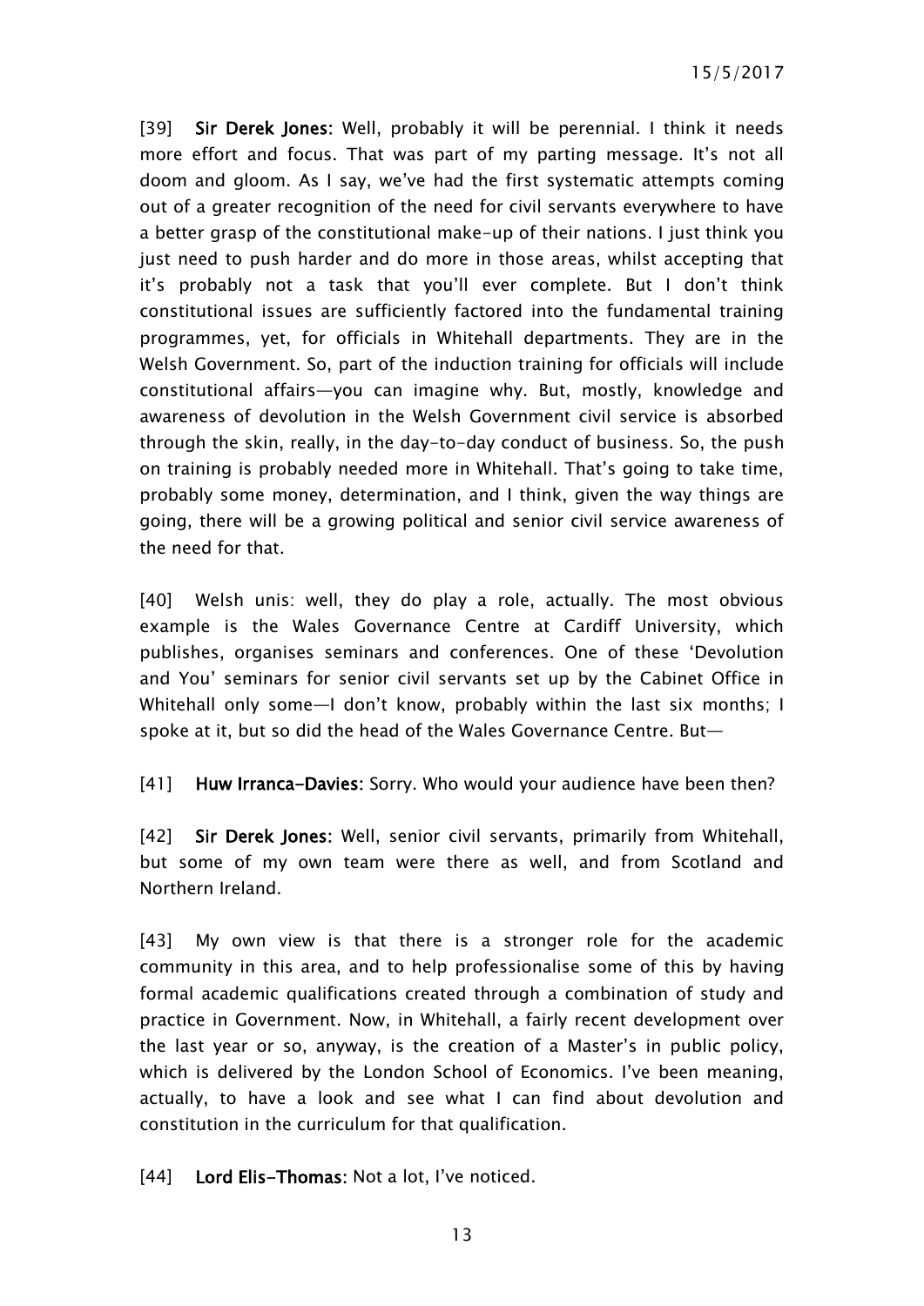[39] **Sir Derek Jones:** Well, probably it will be perennial. I think it needs more effort and focus. That was part of my parting message. It's not all doom and gloom. As I say, we've had the first systematic attempts coming out of a greater recognition of the need for civil servants everywhere to have a better grasp of the constitutional make-up of their nations. I just think you just need to push harder and do more in those areas, whilst accepting that it's probably not a task that you'll ever complete. But I don't think constitutional issues are sufficiently factored into the fundamental training programmes, yet, for officials in Whitehall departments. They are in the Welsh Government. So, part of the induction training for officials will include constitutional affairs—you can imagine why. But, mostly, knowledge and awareness of devolution in the Welsh Government civil service is absorbed through the skin, really, in the day-to-day conduct of business. So, the push on training is probably needed more in Whitehall. That's going to take time, probably some money, determination, and I think, given the way things are going, there will be a growing political and senior civil service awareness of the need for that.

[40] Welsh unis: well, they do play a role, actually. The most obvious example is the Wales Governance Centre at Cardiff University, which publishes, organises seminars and conferences. One of these 'Devolution and You' seminars for senior civil servants set up by the Cabinet Office in Whitehall only some—I don't know, probably within the last six months; I spoke at it, but so did the head of the Wales Governance Centre. But—

[41] **Huw Irranca-Davies:** Sorry. Who would your audience have been then?

[42] **Sir Derek Jones:** Well, senior civil servants, primarily from Whitehall, but some of my own team were there as well, and from Scotland and Northern Ireland.

[43] My own view is that there is a stronger role for the academic community in this area, and to help professionalise some of this by having formal academic qualifications created through a combination of study and practice in Government. Now, in Whitehall, a fairly recent development over the last year or so, anyway, is the creation of a Master's in public policy, which is delivered by the London School of Economics. I've been meaning, actually, to have a look and see what I can find about devolution and constitution in the curriculum for that qualification.

[44] **Lord Elis-Thomas:** Not a lot, I've noticed.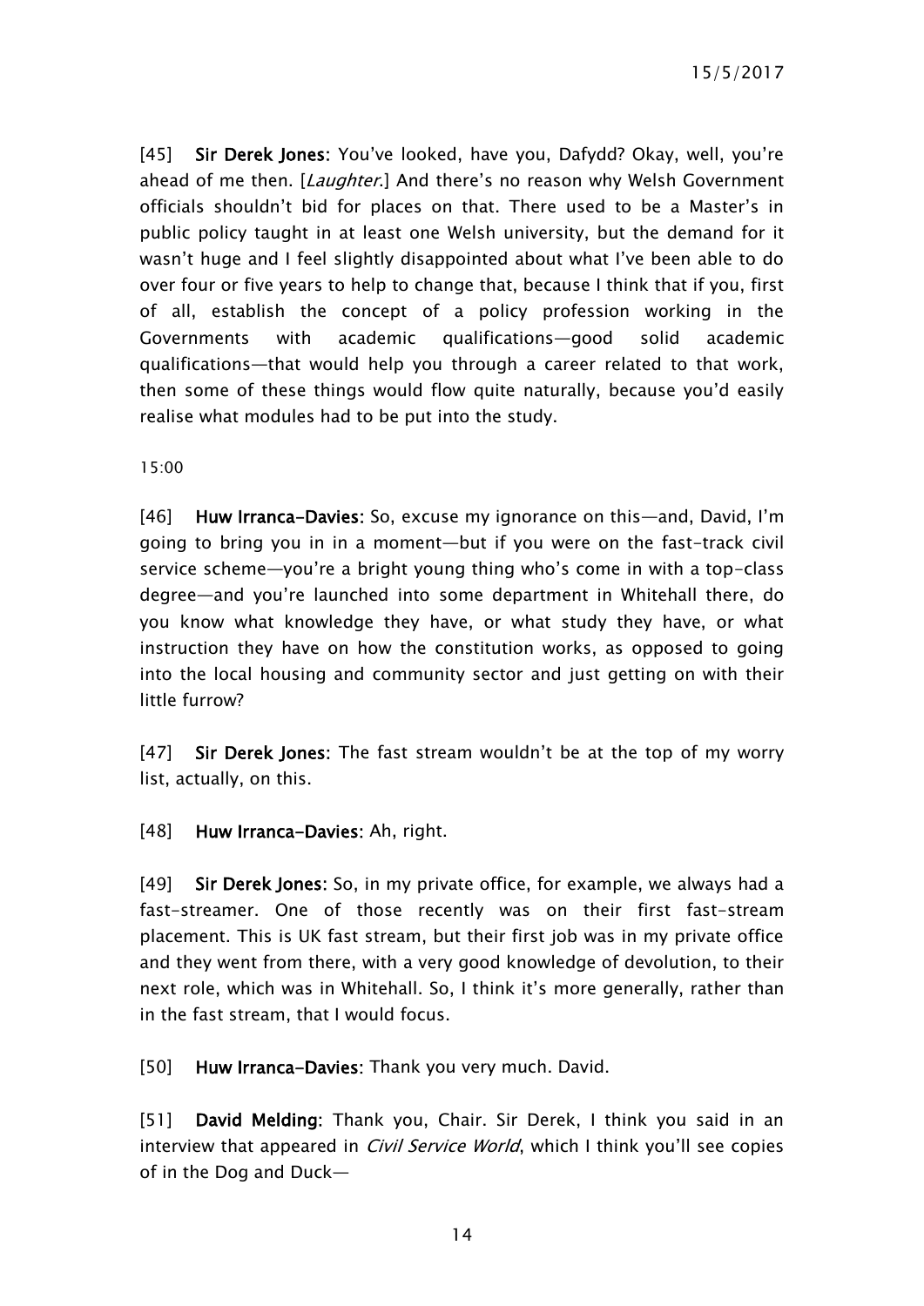[45] **Sir Derek Jones**: You've looked, have you, Dafydd? Okay, well, you're ahead of me then. [*Laughter.*] And there's no reason why Welsh Government officials shouldn't bid for places on that. There used to be a Master's in public policy taught in at least one Welsh university, but the demand for it wasn't huge and I feel slightly disappointed about what I've been able to do over four or five years to help to change that, because I think that if you, first of all, establish the concept of a policy profession working in the Governments with academic qualifications—good solid academic qualifications—that would help you through a career related to that work, then some of these things would flow quite naturally, because you'd easily realise what modules had to be put into the study.

15:00

[46] **Huw Irranca-Davies**: So, excuse my ignorance on this—and, David, I'm going to bring you in in a moment—but if you were on the fast-track civil service scheme—you're a bright young thing who's come in with a top-class degree—and you're launched into some department in Whitehall there, do you know what knowledge they have, or what study they have, or what instruction they have on how the constitution works, as opposed to going into the local housing and community sector and just getting on with their little furrow?

[47] **Sir Derek Jones**: The fast stream wouldn't be at the top of my worry list, actually, on this.

[48] **Huw Irranca-Davies**: Ah, right.

[49] **Sir Derek Jones**: So, in my private office, for example, we always had a fast-streamer. One of those recently was on their first fast-stream placement. This is UK fast stream, but their first job was in my private office and they went from there, with a very good knowledge of devolution, to their next role, which was in Whitehall. So, I think it's more generally, rather than in the fast stream, that I would focus.

[50] **Huw Irranca-Davies**: Thank you very much. David.

[51] **David Melding**: Thank you, Chair. Sir Derek, I think you said in an interview that appeared in *Civil Service World*, which I think you'll see copies of in the Dog and Duck—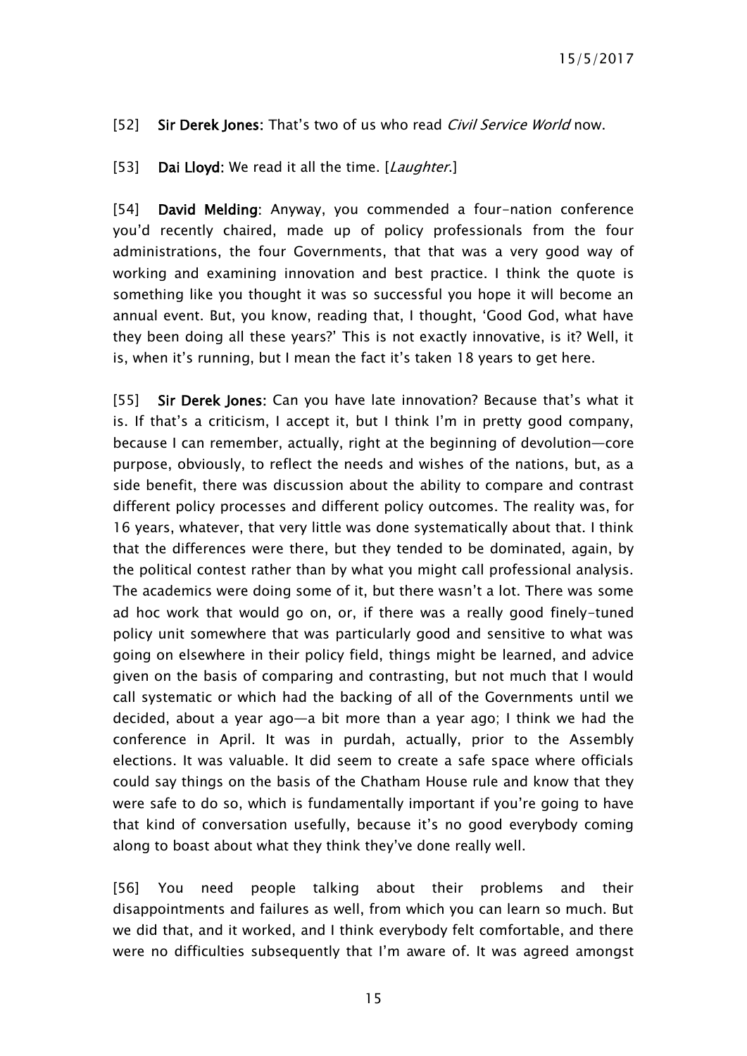[52] **Sir Derek Jones:** That's two of us who read *Civil Service World* now.

[53] **Dai Lloyd:** We read it all the time. [*Laughter*.]

[54] **David Melding:** Anyway, you commended a four-nation conference you'd recently chaired, made up of policy professionals from the four administrations, the four Governments, that that was a very good way of working and examining innovation and best practice. I think the quote is something like you thought it was so successful you hope it will become an annual event. But, you know, reading that, I thought, 'Good God, what have they been doing all these years?' This is not exactly innovative, is it? Well, it is, when it's running, but I mean the fact it's taken 18 years to get here.

[55] **Sir Derek Jones:** Can you have late innovation? Because that's what it is. If that's a criticism, I accept it, but I think I'm in pretty good company, because I can remember, actually, right at the beginning of devolution—core purpose, obviously, to reflect the needs and wishes of the nations, but, as a side benefit, there was discussion about the ability to compare and contrast different policy processes and different policy outcomes. The reality was, for 16 years, whatever, that very little was done systematically about that. I think that the differences were there, but they tended to be dominated, again, by the political contest rather than by what you might call professional analysis. The academics were doing some of it, but there wasn't a lot. There was some ad hoc work that would go on, or, if there was a really good finely-tuned policy unit somewhere that was particularly good and sensitive to what was going on elsewhere in their policy field, things might be learned, and advice given on the basis of comparing and contrasting, but not much that I would call systematic or which had the backing of all of the Governments until we decided, about a year ago—a bit more than a year ago; I think we had the conference in April. It was in purdah, actually, prior to the Assembly elections. It was valuable. It did seem to create a safe space where officials could say things on the basis of the Chatham House rule and know that they were safe to do so, which is fundamentally important if you're going to have that kind of conversation usefully, because it's no good everybody coming along to boast about what they think they've done really well.

[56] You need people talking about their problems and their disappointments and failures as well, from which you can learn so much. But we did that, and it worked, and I think everybody felt comfortable, and there were no difficulties subsequently that I'm aware of. It was agreed amongst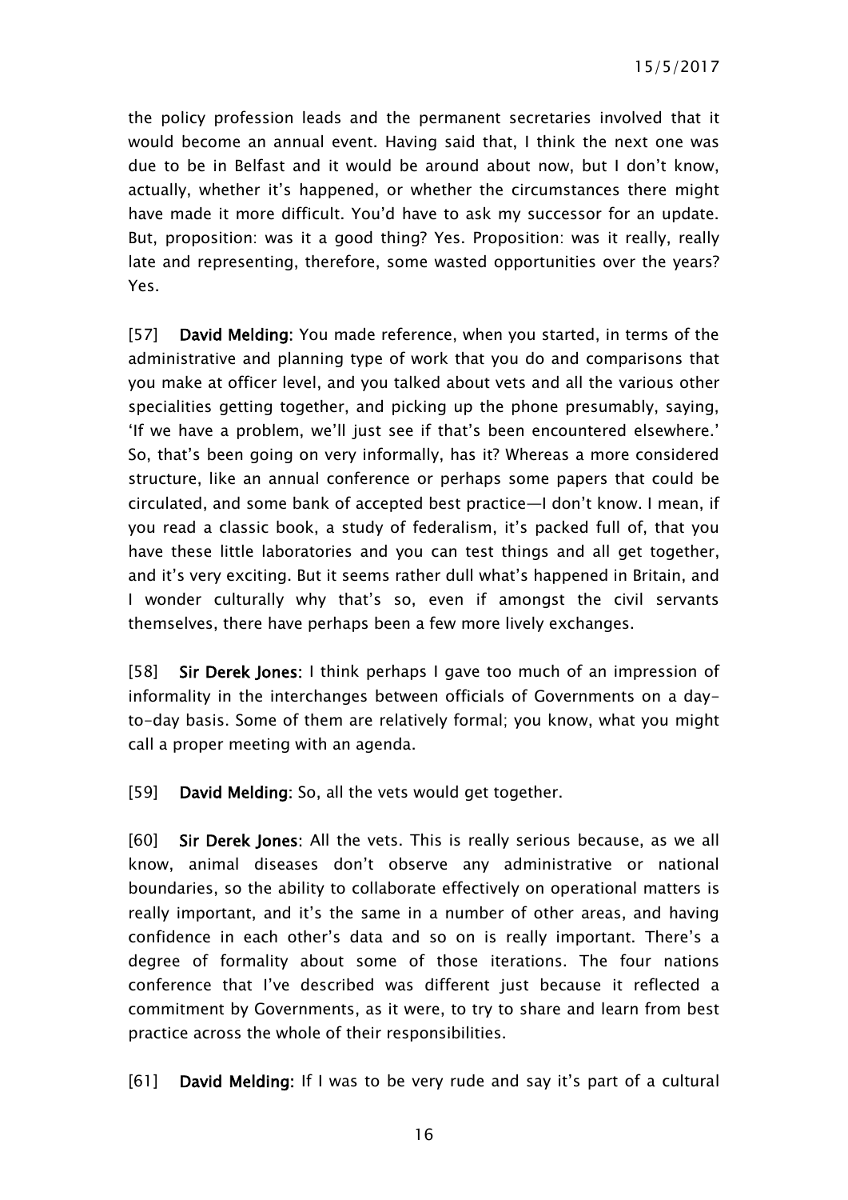the policy profession leads and the permanent secretaries involved that it would become an annual event. Having said that, I think the next one was due to be in Belfast and it would be around about now, but I don't know, actually, whether it's happened, or whether the circumstances there might have made it more difficult. You'd have to ask my successor for an update. But, proposition: was it a good thing? Yes. Proposition: was it really, really late and representing, therefore, some wasted opportunities over the years? Yes.

[57] **David Melding:** You made reference, when you started, in terms of the administrative and planning type of work that you do and comparisons that you make at officer level, and you talked about vets and all the various other specialities getting together, and picking up the phone presumably, saying, 'If we have a problem, we'll just see if that's been encountered elsewhere.' So, that's been going on very informally, has it? Whereas a more considered structure, like an annual conference or perhaps some papers that could be circulated, and some bank of accepted best practice—I don't know. I mean, if you read a classic book, a study of federalism, it's packed full of, that you have these little laboratories and you can test things and all get together, and it's very exciting. But it seems rather dull what's happened in Britain, and I wonder culturally why that's so, even if amongst the civil servants themselves, there have perhaps been a few more lively exchanges.

[58] **Sir Derek Jones:** I think perhaps I gave too much of an impression of informality in the interchanges between officials of Governments on a day-to-day basis. Some of them are relatively formal; you know, what you might call a proper meeting with an agenda.

[59] **David Melding:** So, all the vets would get together.

[60] **Sir Derek Jones:** All the vets. This is really serious because, as we all know, animal diseases don't observe any administrative or national boundaries, so the ability to collaborate effectively on operational matters is really important, and it's the same in a number of other areas, and having confidence in each other's data and so on is really important. There's a degree of formality about some of those iterations. The four nations conference that I've described was different just because it reflected a commitment by Governments, as it were, to try to share and learn from best practice across the whole of their responsibilities.

[61] **David Melding:** If I was to be very rude and say it's part of a cultural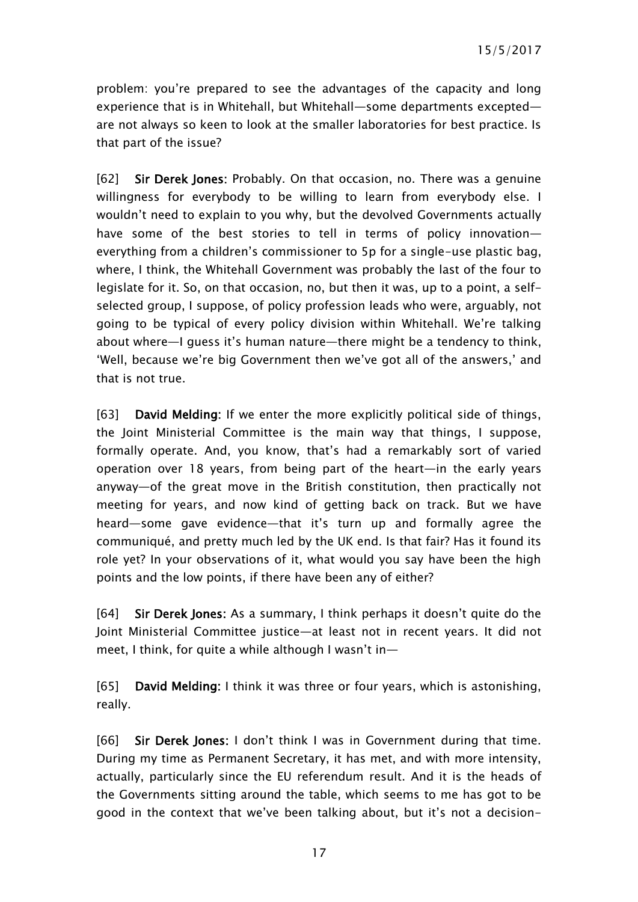problem: you're prepared to see the advantages of the capacity and long experience that is in Whitehall, but Whitehall—some departments excepted—are not always so keen to look at the smaller laboratories for best practice. Is that part of the issue?

[62] **Sir Derek Jones**: Probably. On that occasion, no. There was a genuine willingness for everybody to be willing to learn from everybody else. I wouldn't need to explain to you why, but the devolved Governments actually have some of the best stories to tell in terms of policy innovation—everything from a children's commissioner to 5p for a single-use plastic bag, where, I think, the Whitehall Government was probably the last of the four to legislate for it. So, on that occasion, no, but then it was, up to a point, a self-selected group, I suppose, of policy profession leads who were, arguably, not going to be typical of every policy division within Whitehall. We're talking about where—I guess it's human nature—there might be a tendency to think, 'Well, because we're big Government then we've got all of the answers,' and that is not true.

[63] **David Melding**: If we enter the more explicitly political side of things, the Joint Ministerial Committee is the main way that things, I suppose, formally operate. And, you know, that's had a remarkably sort of varied operation over 18 years, from being part of the heart—in the early years anyway—of the great move in the British constitution, then practically not meeting for years, and now kind of getting back on track. But we have heard—some gave evidence—that it's turn up and formally agree the communiqué, and pretty much led by the UK end. Is that fair? Has it found its role yet? In your observations of it, what would you say have been the high points and the low points, if there have been any of either?

[64] **Sir Derek Jones**: As a summary, I think perhaps it doesn't quite do the Joint Ministerial Committee justice—at least not in recent years. It did not meet, I think, for quite a while although I wasn't in—

[65] **David Melding**: I think it was three or four years, which is astonishing, really.

[66] **Sir Derek Jones**: I don't think I was in Government during that time. During my time as Permanent Secretary, it has met, and with more intensity, actually, particularly since the EU referendum result. And it is the heads of the Governments sitting around the table, which seems to me has got to be good in the context that we've been talking about, but it's not a decision-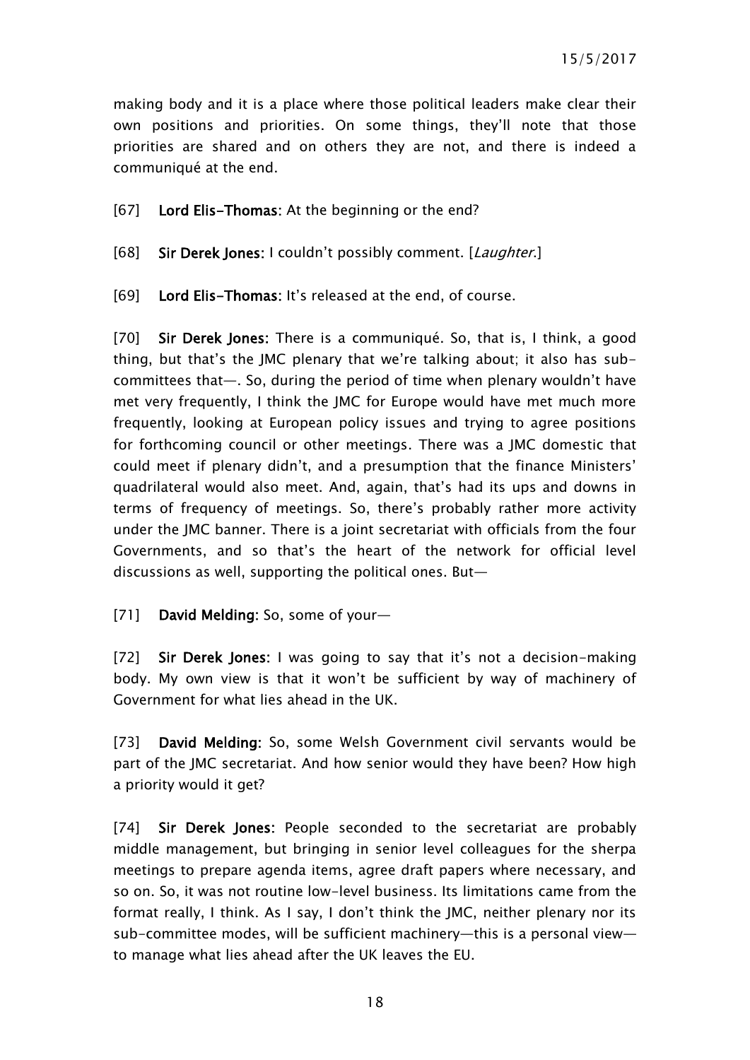making body and it is a place where those political leaders make clear their own positions and priorities. On some things, they'll note that those priorities are shared and on others they are not, and there is indeed a communiqué at the end.

[67] **Lord Elis-Thomas:** At the beginning or the end?

[68] **Sir Derek Jones:** I couldn't possibly comment. [*Laughter.*]

[69] **Lord Elis-Thomas:** It's released at the end, of course.

[70] **Sir Derek Jones:** There is a communiqué. So, that is, I think, a good thing, but that's the JMC plenary that we're talking about; it also has sub-committees that—. So, during the period of time when plenary wouldn't have met very frequently, I think the JMC for Europe would have met much more frequently, looking at European policy issues and trying to agree positions for forthcoming council or other meetings. There was a JMC domestic that could meet if plenary didn't, and a presumption that the finance Ministers' quadrilateral would also meet. And, again, that's had its ups and downs in terms of frequency of meetings. So, there's probably rather more activity under the JMC banner. There is a joint secretariat with officials from the four Governments, and so that's the heart of the network for official level discussions as well, supporting the political ones. But—

[71] **David Melding:** So, some of your—

[72] **Sir Derek Jones:** I was going to say that it's not a decision-making body. My own view is that it won't be sufficient by way of machinery of Government for what lies ahead in the UK.

[73] **David Melding:** So, some Welsh Government civil servants would be part of the JMC secretariat. And how senior would they have been? How high a priority would it get?

[74] **Sir Derek Jones:** People seconded to the secretariat are probably middle management, but bringing in senior level colleagues for the sherpa meetings to prepare agenda items, agree draft papers where necessary, and so on. So, it was not routine low-level business. Its limitations came from the format really, I think. As I say, I don't think the JMC, neither plenary nor its sub-committee modes, will be sufficient machinery—this is a personal view—to manage what lies ahead after the UK leaves the EU.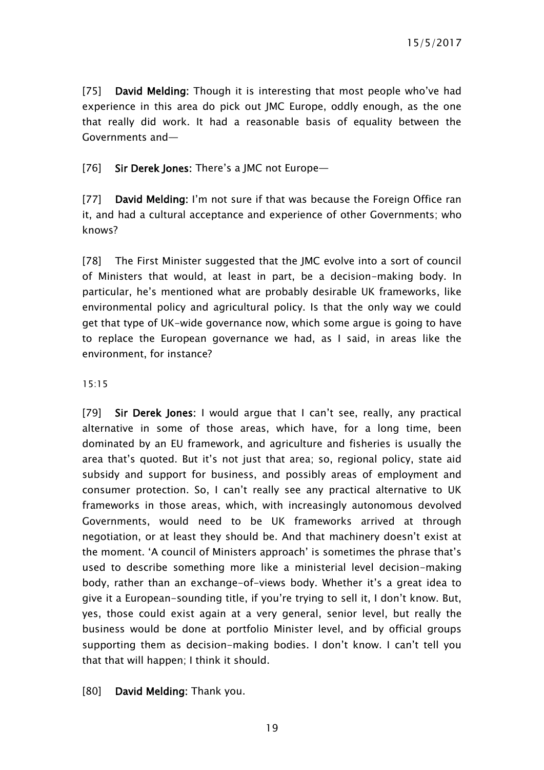[75] **David Melding:** Though it is interesting that most people who've had experience in this area do pick out JMC Europe, oddly enough, as the one that really did work. It had a reasonable basis of equality between the Governments and—

[76] **Sir Derek Jones:** There's a JMC not Europe—

[77] **David Melding:** I'm not sure if that was because the Foreign Office ran it, and had a cultural acceptance and experience of other Governments; who knows?

[78] The First Minister suggested that the JMC evolve into a sort of council of Ministers that would, at least in part, be a decision-making body. In particular, he's mentioned what are probably desirable UK frameworks, like environmental policy and agricultural policy. Is that the only way we could get that type of UK-wide governance now, which some argue is going to have to replace the European governance we had, as I said, in areas like the environment, for instance?

15:15

[79] **Sir Derek Jones:** I would argue that I can't see, really, any practical alternative in some of those areas, which have, for a long time, been dominated by an EU framework, and agriculture and fisheries is usually the area that's quoted. But it's not just that area; so, regional policy, state aid subsidy and support for business, and possibly areas of employment and consumer protection. So, I can't really see any practical alternative to UK frameworks in those areas, which, with increasingly autonomous devolved Governments, would need to be UK frameworks arrived at through negotiation, or at least they should be. And that machinery doesn't exist at the moment. 'A council of Ministers approach' is sometimes the phrase that's used to describe something more like a ministerial level decision-making body, rather than an exchange-of-views body. Whether it's a great idea to give it a European-sounding title, if you're trying to sell it, I don't know. But, yes, those could exist again at a very general, senior level, but really the business would be done at portfolio Minister level, and by official groups supporting them as decision-making bodies. I don't know. I can't tell you that that will happen; I think it should.

[80] **David Melding:** Thank you.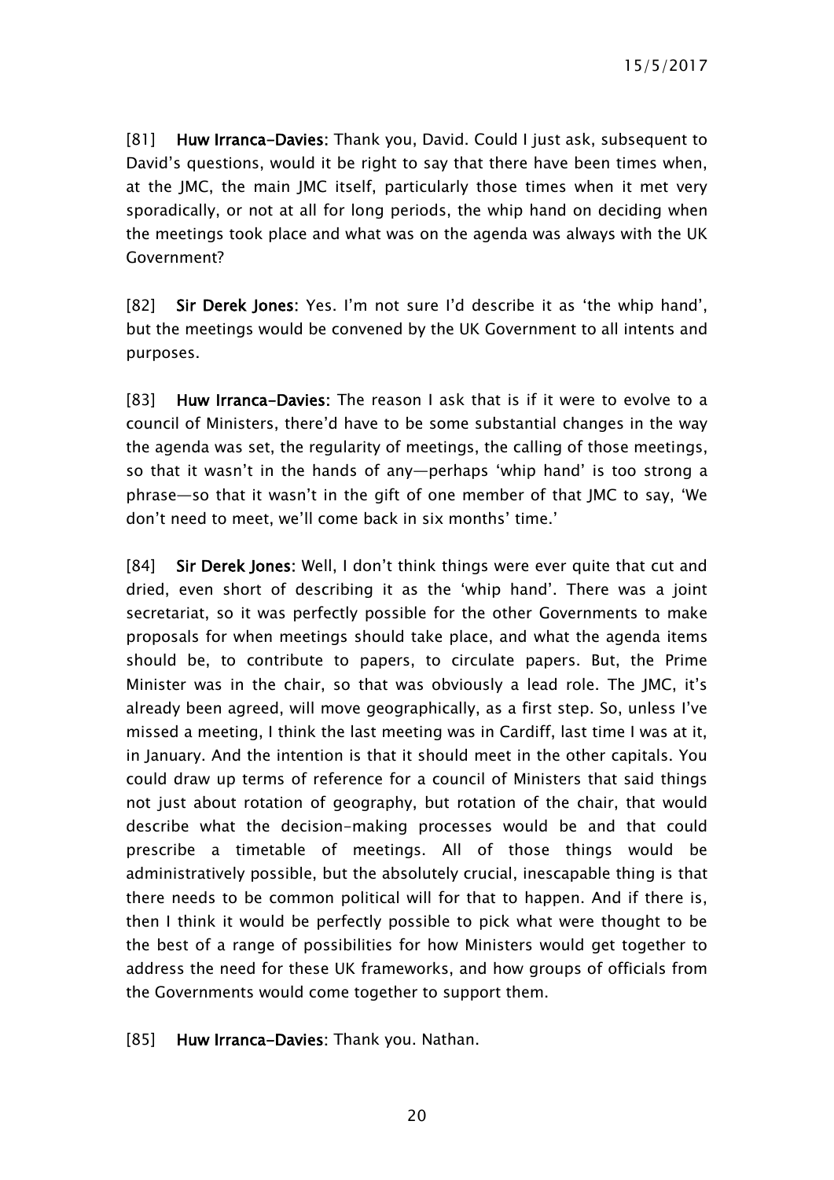[81] **Huw Irranca-Davies**: Thank you, David. Could I just ask, subsequent to David's questions, would it be right to say that there have been times when, at the JMC, the main JMC itself, particularly those times when it met very sporadically, or not at all for long periods, the whip hand on deciding when the meetings took place and what was on the agenda was always with the UK Government?

[82] **Sir Derek Jones**: Yes. I'm not sure I'd describe it as 'the whip hand', but the meetings would be convened by the UK Government to all intents and purposes.

[83] **Huw Irranca-Davies**: The reason I ask that is if it were to evolve to a council of Ministers, there'd have to be some substantial changes in the way the agenda was set, the regularity of meetings, the calling of those meetings, so that it wasn't in the hands of any—perhaps 'whip hand' is too strong a phrase—so that it wasn't in the gift of one member of that JMC to say, 'We don't need to meet, we'll come back in six months' time.'

[84] **Sir Derek Jones**: Well, I don't think things were ever quite that cut and dried, even short of describing it as the 'whip hand'. There was a joint secretariat, so it was perfectly possible for the other Governments to make proposals for when meetings should take place, and what the agenda items should be, to contribute to papers, to circulate papers. But, the Prime Minister was in the chair, so that was obviously a lead role. The JMC, it's already been agreed, will move geographically, as a first step. So, unless I've missed a meeting, I think the last meeting was in Cardiff, last time I was at it, in January. And the intention is that it should meet in the other capitals. You could draw up terms of reference for a council of Ministers that said things not just about rotation of geography, but rotation of the chair, that would describe what the decision-making processes would be and that could prescribe a timetable of meetings. All of those things would be administratively possible, but the absolutely crucial, inescapable thing is that there needs to be common political will for that to happen. And if there is, then I think it would be perfectly possible to pick what were thought to be the best of a range of possibilities for how Ministers would get together to address the need for these UK frameworks, and how groups of officials from the Governments would come together to support them.

[85] **Huw Irranca-Davies**: Thank you. Nathan.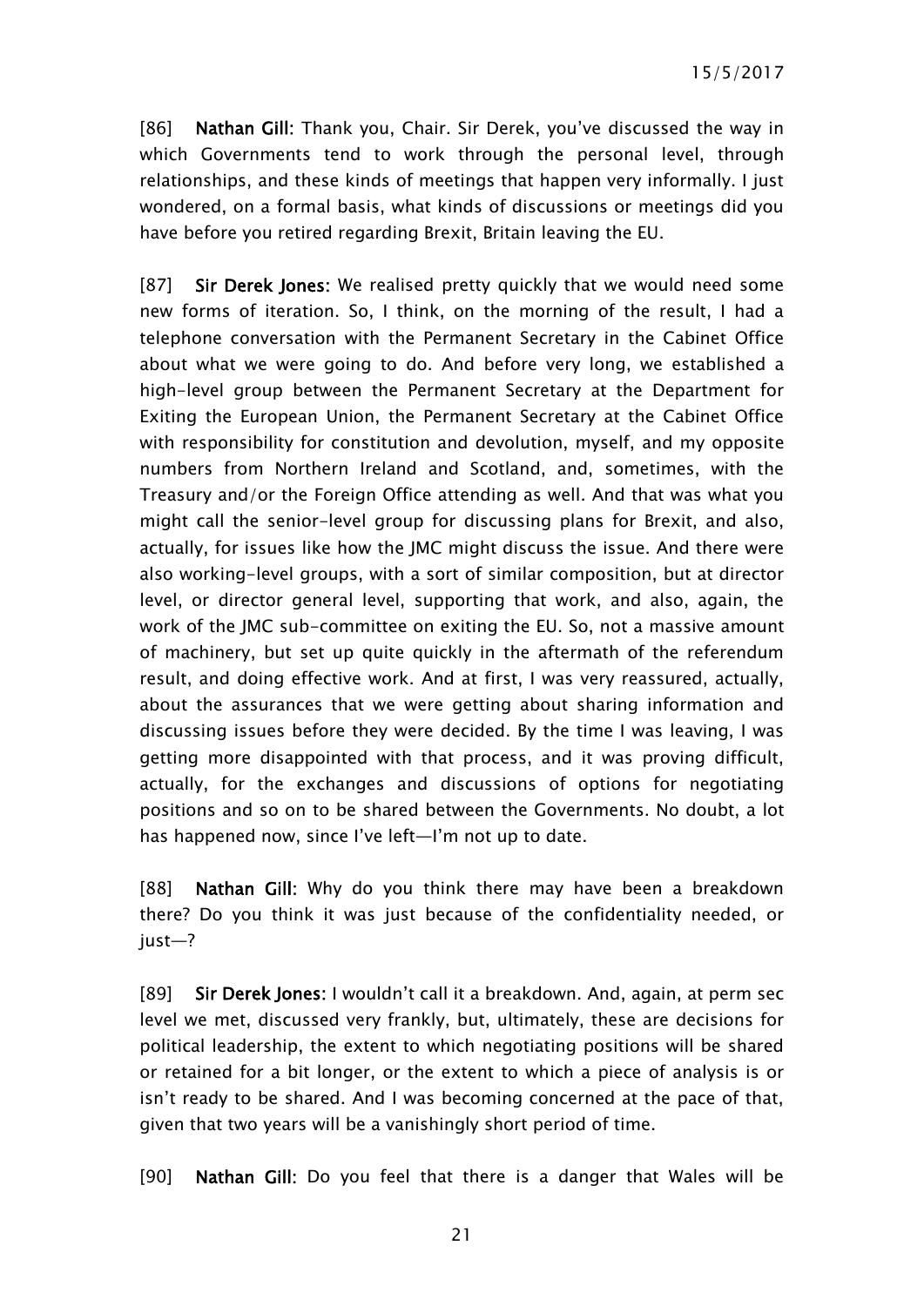[86] **Nathan Gill:** Thank you, Chair. Sir Derek, you've discussed the way in which Governments tend to work through the personal level, through relationships, and these kinds of meetings that happen very informally. I just wondered, on a formal basis, what kinds of discussions or meetings did you have before you retired regarding Brexit, Britain leaving the EU.

[87] **Sir Derek Jones:** We realised pretty quickly that we would need some new forms of iteration. So, I think, on the morning of the result, I had a telephone conversation with the Permanent Secretary in the Cabinet Office about what we were going to do. And before very long, we established a high-level group between the Permanent Secretary at the Department for Exiting the European Union, the Permanent Secretary at the Cabinet Office with responsibility for constitution and devolution, myself, and my opposite numbers from Northern Ireland and Scotland, and, sometimes, with the Treasury and/or the Foreign Office attending as well. And that was what you might call the senior-level group for discussing plans for Brexit, and also, actually, for issues like how the JMC might discuss the issue. And there were also working-level groups, with a sort of similar composition, but at director level, or director general level, supporting that work, and also, again, the work of the JMC sub-committee on exiting the EU. So, not a massive amount of machinery, but set up quite quickly in the aftermath of the referendum result, and doing effective work. And at first, I was very reassured, actually, about the assurances that we were getting about sharing information and discussing issues before they were decided. By the time I was leaving, I was getting more disappointed with that process, and it was proving difficult, actually, for the exchanges and discussions of options for negotiating positions and so on to be shared between the Governments. No doubt, a lot has happened now, since I've left—I'm not up to date.

[88] **Nathan Gill:** Why do you think there may have been a breakdown there? Do you think it was just because of the confidentiality needed, or just—?

[89] **Sir Derek Jones:** I wouldn't call it a breakdown. And, again, at perm sec level we met, discussed very frankly, but, ultimately, these are decisions for political leadership, the extent to which negotiating positions will be shared or retained for a bit longer, or the extent to which a piece of analysis is or isn't ready to be shared. And I was becoming concerned at the pace of that, given that two years will be a vanishingly short period of time.

[90] **Nathan Gill:** Do you feel that there is a danger that Wales will be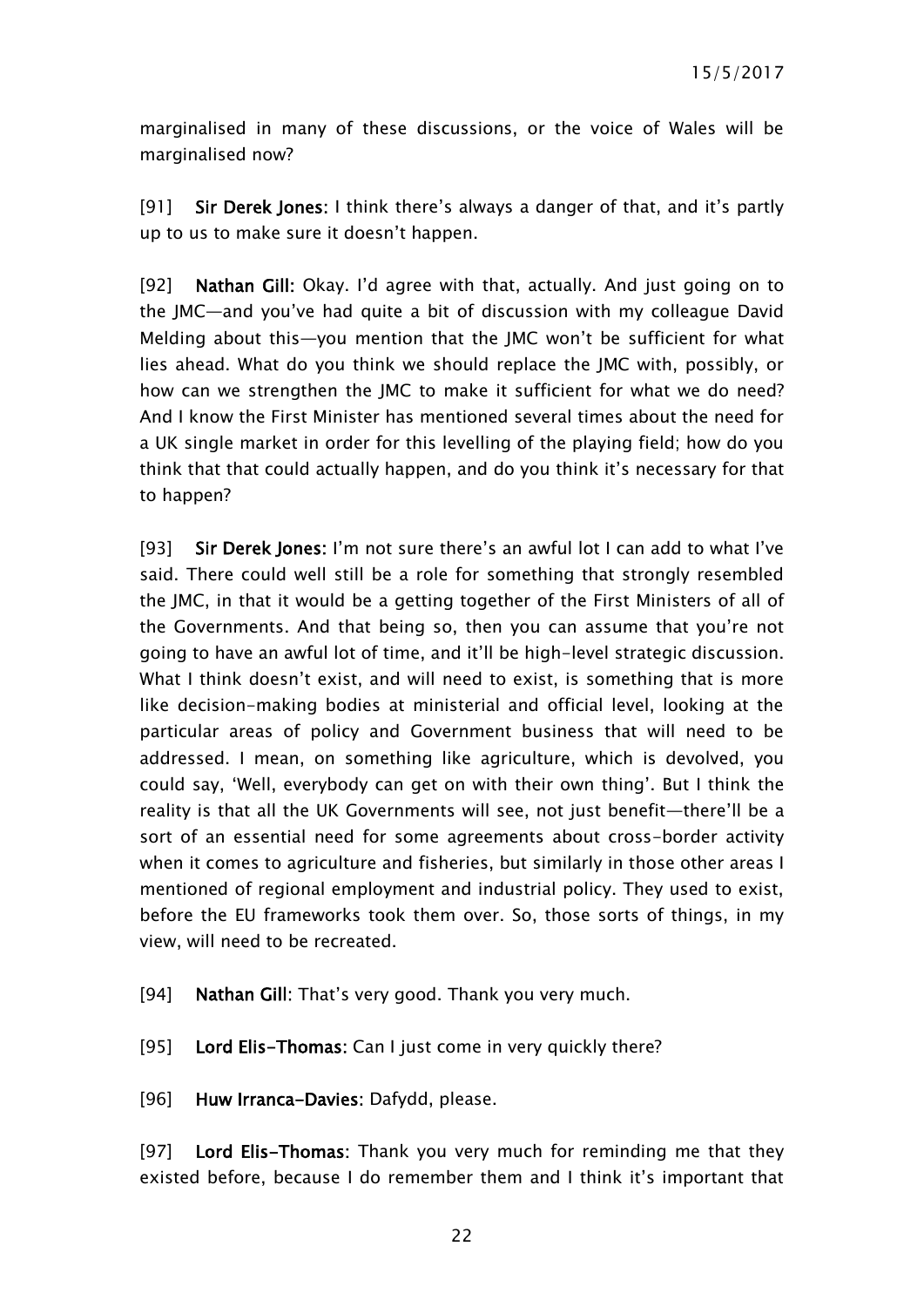marginalised in many of these discussions, or the voice of Wales will be marginalised now?

[91] **Sir Derek Jones:** I think there's always a danger of that, and it's partly up to us to make sure it doesn't happen.

[92] **Nathan Gill:** Okay. I'd agree with that, actually. And just going on to the JMC—and you've had quite a bit of discussion with my colleague David Melding about this—you mention that the JMC won't be sufficient for what lies ahead. What do you think we should replace the JMC with, possibly, or how can we strengthen the JMC to make it sufficient for what we do need? And I know the First Minister has mentioned several times about the need for a UK single market in order for this levelling of the playing field; how do you think that that could actually happen, and do you think it's necessary for that to happen?

[93] **Sir Derek Jones:** I'm not sure there's an awful lot I can add to what I've said. There could well still be a role for something that strongly resembled the JMC, in that it would be a getting together of the First Ministers of all of the Governments. And that being so, then you can assume that you're not going to have an awful lot of time, and it'll be high-level strategic discussion. What I think doesn't exist, and will need to exist, is something that is more like decision-making bodies at ministerial and official level, looking at the particular areas of policy and Government business that will need to be addressed. I mean, on something like agriculture, which is devolved, you could say, 'Well, everybody can get on with their own thing'. But I think the reality is that all the UK Governments will see, not just benefit—there'll be a sort of an essential need for some agreements about cross-border activity when it comes to agriculture and fisheries, but similarly in those other areas I mentioned of regional employment and industrial policy. They used to exist, before the EU frameworks took them over. So, those sorts of things, in my view, will need to be recreated.

[94] **Nathan Gill:** That's very good. Thank you very much.

[95] **Lord Elis-Thomas:** Can I just come in very quickly there?

[96] **Huw Irranca-Davies:** Dafydd, please.

[97] **Lord Elis-Thomas:** Thank you very much for reminding me that they existed before, because I do remember them and I think it's important that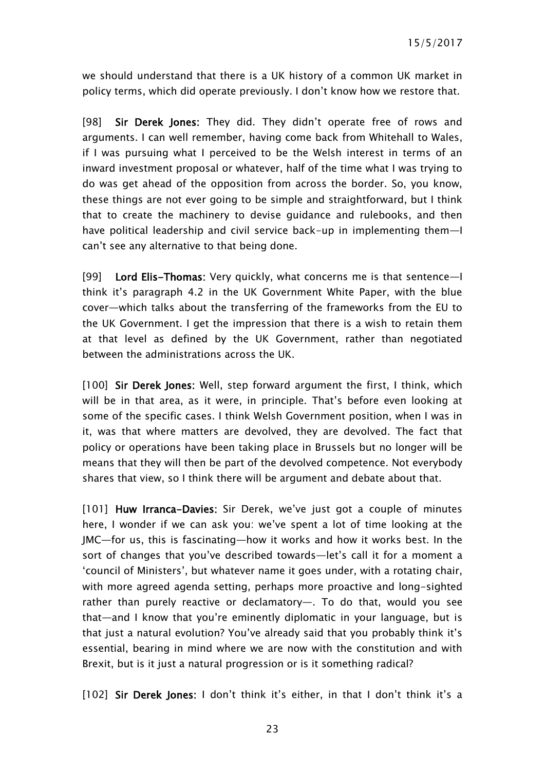we should understand that there is a UK history of a common UK market in policy terms, which did operate previously. I don't know how we restore that.

[98] **Sir Derek Jones:** They did. They didn't operate free of rows and arguments. I can well remember, having come back from Whitehall to Wales, if I was pursuing what I perceived to be the Welsh interest in terms of an inward investment proposal or whatever, half of the time what I was trying to do was get ahead of the opposition from across the border. So, you know, these things are not ever going to be simple and straightforward, but I think that to create the machinery to devise guidance and rulebooks, and then have political leadership and civil service back-up in implementing them—I can't see any alternative to that being done.

[99] **Lord Elis-Thomas:** Very quickly, what concerns me is that sentence—I think it's paragraph 4.2 in the UK Government White Paper, with the blue cover—which talks about the transferring of the frameworks from the EU to the UK Government. I get the impression that there is a wish to retain them at that level as defined by the UK Government, rather than negotiated between the administrations across the UK.

[100] **Sir Derek Jones:** Well, step forward argument the first, I think, which will be in that area, as it were, in principle. That's before even looking at some of the specific cases. I think Welsh Government position, when I was in it, was that where matters are devolved, they are devolved. The fact that policy or operations have been taking place in Brussels but no longer will be means that they will then be part of the devolved competence. Not everybody shares that view, so I think there will be argument and debate about that.

[101] **Huw Irranca-Davies:** Sir Derek, we've just got a couple of minutes here, I wonder if we can ask you: we've spent a lot of time looking at the JMC—for us, this is fascinating—how it works and how it works best. In the sort of changes that you've described towards—let's call it for a moment a 'council of Ministers', but whatever name it goes under, with a rotating chair, with more agreed agenda setting, perhaps more proactive and long-sighted rather than purely reactive or declamatory—. To do that, would you see that—and I know that you're eminently diplomatic in your language, but is that just a natural evolution? You've already said that you probably think it's essential, bearing in mind where we are now with the constitution and with Brexit, but is it just a natural progression or is it something radical?

[102] **Sir Derek Jones:** I don't think it's either, in that I don't think it's a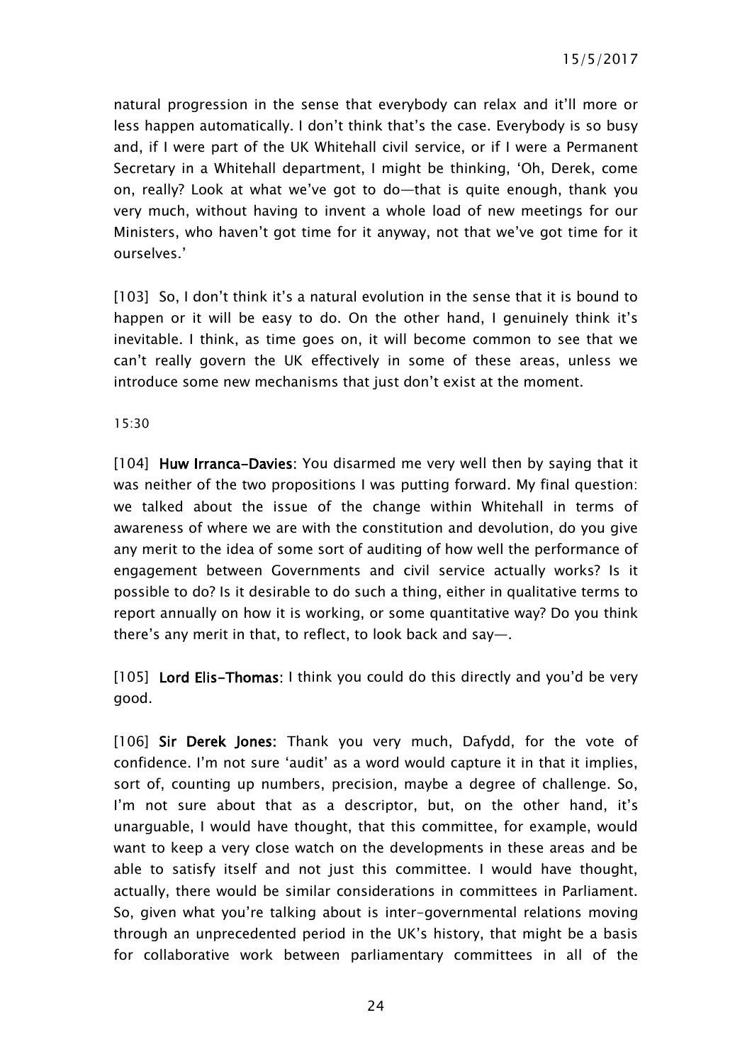natural progression in the sense that everybody can relax and it'll more or less happen automatically. I don't think that's the case. Everybody is so busy and, if I were part of the UK Whitehall civil service, or if I were a Permanent Secretary in a Whitehall department, I might be thinking, 'Oh, Derek, come on, really? Look at what we've got to do—that is quite enough, thank you very much, without having to invent a whole load of new meetings for our Ministers, who haven't got time for it anyway, not that we've got time for it ourselves.'

[103] So, I don't think it's a natural evolution in the sense that it is bound to happen or it will be easy to do. On the other hand, I genuinely think it's inevitable. I think, as time goes on, it will become common to see that we can't really govern the UK effectively in some of these areas, unless we introduce some new mechanisms that just don't exist at the moment.

15:30

[104] **Huw Irranca-Davies**: You disarmed me very well then by saying that it was neither of the two propositions I was putting forward. My final question: we talked about the issue of the change within Whitehall in terms of awareness of where we are with the constitution and devolution, do you give any merit to the idea of some sort of auditing of how well the performance of engagement between Governments and civil service actually works? Is it possible to do? Is it desirable to do such a thing, either in qualitative terms to report annually on how it is working, or some quantitative way? Do you think there's any merit in that, to reflect, to look back and say—.

[105] **Lord Elis-Thomas**: I think you could do this directly and you'd be very good.

[106] **Sir Derek Jones**: Thank you very much, Dafydd, for the vote of confidence. I'm not sure 'audit' as a word would capture it in that it implies, sort of, counting up numbers, precision, maybe a degree of challenge. So, I'm not sure about that as a descriptor, but, on the other hand, it's unarguable, I would have thought, that this committee, for example, would want to keep a very close watch on the developments in these areas and be able to satisfy itself and not just this committee. I would have thought, actually, there would be similar considerations in committees in Parliament. So, given what you're talking about is inter-governmental relations moving through an unprecedented period in the UK's history, that might be a basis for collaborative work between parliamentary committees in all of the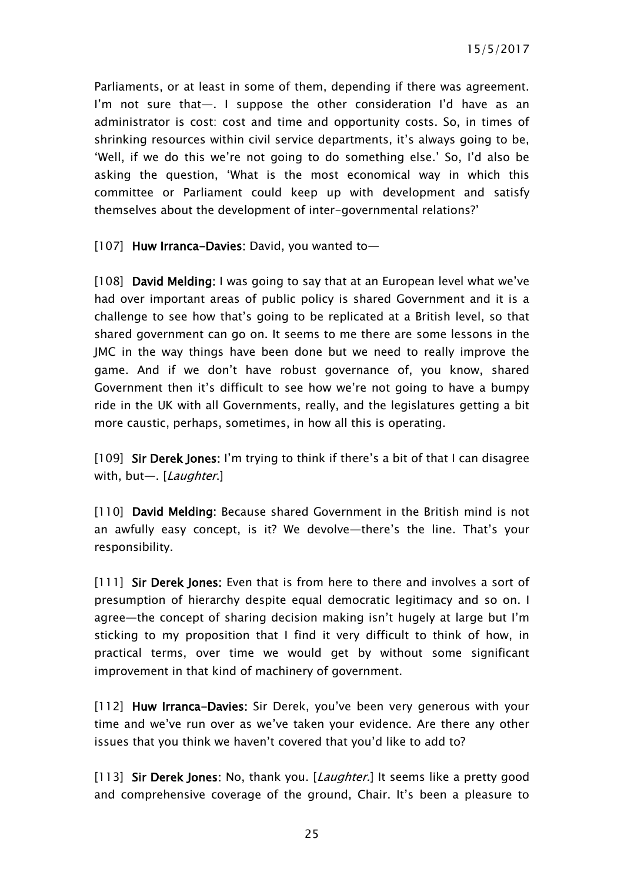Parliaments, or at least in some of them, depending if there was agreement. I'm not sure that—. I suppose the other consideration I'd have as an administrator is cost: cost and time and opportunity costs. So, in times of shrinking resources within civil service departments, it's always going to be, 'Well, if we do this we're not going to do something else.' So, I'd also be asking the question, 'What is the most economical way in which this committee or Parliament could keep up with development and satisfy themselves about the development of inter-governmental relations?'

[107] **Huw Irranca-Davies:** David, you wanted to—

[108] **David Melding:** I was going to say that at an European level what we've had over important areas of public policy is shared Government and it is a challenge to see how that's going to be replicated at a British level, so that shared government can go on. It seems to me there are some lessons in the JMC in the way things have been done but we need to really improve the game. And if we don't have robust governance of, you know, shared Government then it's difficult to see how we're not going to have a bumpy ride in the UK with all Governments, really, and the legislatures getting a bit more caustic, perhaps, sometimes, in how all this is operating.

[109] **Sir Derek Jones:** I'm trying to think if there's a bit of that I can disagree with, but—. [*Laughter.*]

[110] **David Melding:** Because shared Government in the British mind is not an awfully easy concept, is it? We devolve—there's the line. That's your responsibility.

[111] **Sir Derek Jones:** Even that is from here to there and involves a sort of presumption of hierarchy despite equal democratic legitimacy and so on. I agree—the concept of sharing decision making isn't hugely at large but I'm sticking to my proposition that I find it very difficult to think of how, in practical terms, over time we would get by without some significant improvement in that kind of machinery of government.

[112] **Huw Irranca-Davies:** Sir Derek, you've been very generous with your time and we've run over as we've taken your evidence. Are there any other issues that you think we haven't covered that you'd like to add to?

[113] **Sir Derek Jones:** No, thank you. [*Laughter.*] It seems like a pretty good and comprehensive coverage of the ground, Chair. It's been a pleasure to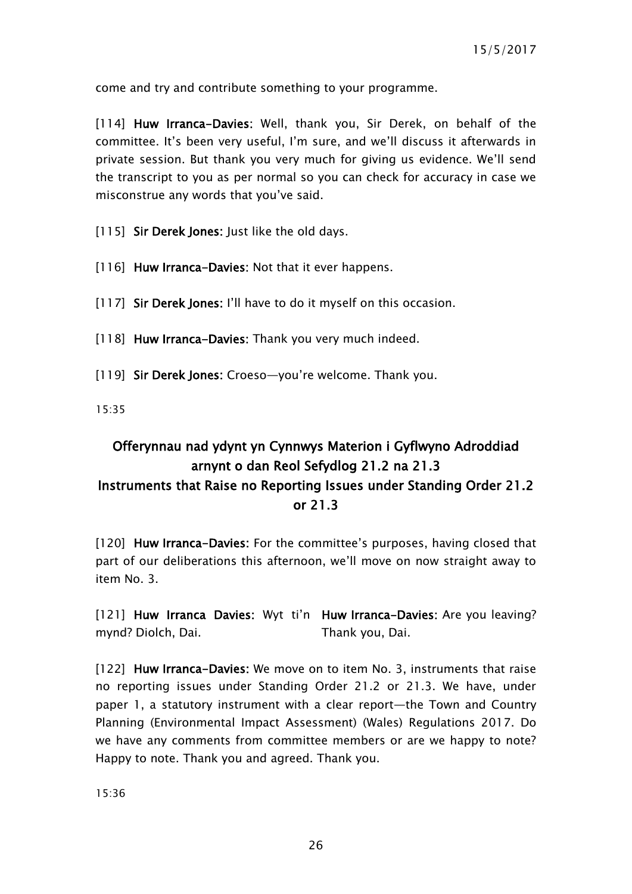come and try and contribute something to your programme.

[114] **Huw Irranca-Davies:** Well, thank you, Sir Derek, on behalf of the committee. It's been very useful, I'm sure, and we'll discuss it afterwards in private session. But thank you very much for giving us evidence. We'll send the transcript to you as per normal so you can check for accuracy in case we misconstrue any words that you've said.

[115] **Sir Derek Jones:** Just like the old days.

[116] **Huw Irranca-Davies:** Not that it ever happens.

[117] **Sir Derek Jones:** I'll have to do it myself on this occasion.

[118] **Huw Irranca-Davies:** Thank you very much indeed.

[119] **Sir Derek Jones:** Croeso—you're welcome. Thank you.

15:35

## Offerynnau nad ydynt yn Cynnwys Materion i Gyflwyno Adroddiad arnynt o dan Reol Sefydlog 21.2 na 21.3
## Instruments that Raise no Reporting Issues under Standing Order 21.2 or 21.3

[120] **Huw Irranca-Davies:** For the committee's purposes, having closed that part of our deliberations this afternoon, we'll move on now straight away to item No. 3.

| | |
|---|---|
| [121] **Huw Irranca Davies:** Wyt ti'n mynd? Diolch, Dai. | **Huw Irranca-Davies:** Are you leaving? Thank you, Dai. |

[122] **Huw Irranca-Davies:** We move on to item No. 3, instruments that raise no reporting issues under Standing Order 21.2 or 21.3. We have, under paper 1, a statutory instrument with a clear report—the Town and Country Planning (Environmental Impact Assessment) (Wales) Regulations 2017. Do we have any comments from committee members or are we happy to note? Happy to note. Thank you and agreed. Thank you.

15:36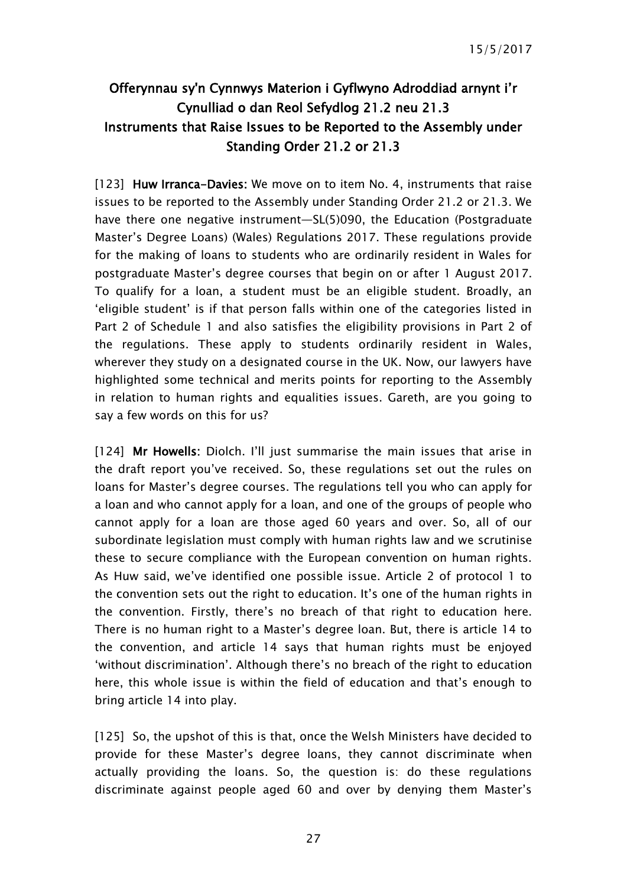## Offerynnau sy'n Cynnwys Materion i Gyflwyno Adroddiad arnynt i'r Cynulliad o dan Reol Sefydlog 21.2 neu 21.3
## Instruments that Raise Issues to be Reported to the Assembly under Standing Order 21.2 or 21.3

[123] **Huw Irranca-Davies:** We move on to item No. 4, instruments that raise issues to be reported to the Assembly under Standing Order 21.2 or 21.3. We have there one negative instrument—SL(5)090, the Education (Postgraduate Master's Degree Loans) (Wales) Regulations 2017. These regulations provide for the making of loans to students who are ordinarily resident in Wales for postgraduate Master's degree courses that begin on or after 1 August 2017. To qualify for a loan, a student must be an eligible student. Broadly, an 'eligible student' is if that person falls within one of the categories listed in Part 2 of Schedule 1 and also satisfies the eligibility provisions in Part 2 of the regulations. These apply to students ordinarily resident in Wales, wherever they study on a designated course in the UK. Now, our lawyers have highlighted some technical and merits points for reporting to the Assembly in relation to human rights and equalities issues. Gareth, are you going to say a few words on this for us?

[124] **Mr Howells:** Diolch. I'll just summarise the main issues that arise in the draft report you've received. So, these regulations set out the rules on loans for Master's degree courses. The regulations tell you who can apply for a loan and who cannot apply for a loan, and one of the groups of people who cannot apply for a loan are those aged 60 years and over. So, all of our subordinate legislation must comply with human rights law and we scrutinise these to secure compliance with the European convention on human rights. As Huw said, we've identified one possible issue. Article 2 of protocol 1 to the convention sets out the right to education. It's one of the human rights in the convention. Firstly, there's no breach of that right to education here. There is no human right to a Master's degree loan. But, there is article 14 to the convention, and article 14 says that human rights must be enjoyed 'without discrimination'. Although there's no breach of the right to education here, this whole issue is within the field of education and that's enough to bring article 14 into play.

[125] So, the upshot of this is that, once the Welsh Ministers have decided to provide for these Master's degree loans, they cannot discriminate when actually providing the loans. So, the question is: do these regulations discriminate against people aged 60 and over by denying them Master's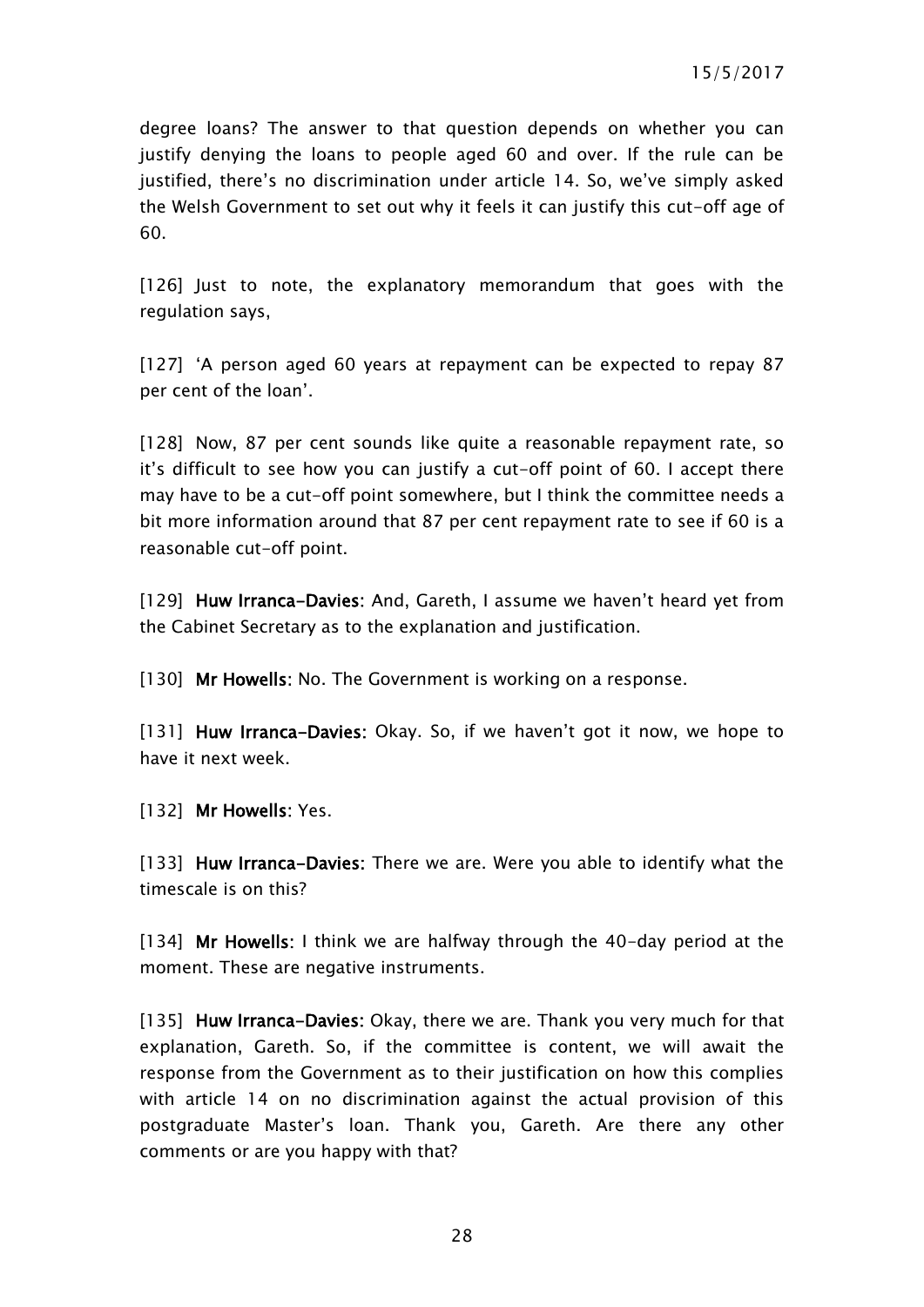degree loans? The answer to that question depends on whether you can justify denying the loans to people aged 60 and over. If the rule can be justified, there's no discrimination under article 14. So, we've simply asked the Welsh Government to set out why it feels it can justify this cut-off age of 60.

[126] Just to note, the explanatory memorandum that goes with the regulation says,

[127] 'A person aged 60 years at repayment can be expected to repay 87 per cent of the loan'.

[128] Now, 87 per cent sounds like quite a reasonable repayment rate, so it's difficult to see how you can justify a cut-off point of 60. I accept there may have to be a cut-off point somewhere, but I think the committee needs a bit more information around that 87 per cent repayment rate to see if 60 is a reasonable cut-off point.

[129] **Huw Irranca-Davies**: And, Gareth, I assume we haven't heard yet from the Cabinet Secretary as to the explanation and justification.

[130] **Mr Howells**: No. The Government is working on a response.

[131] **Huw Irranca-Davies**: Okay. So, if we haven't got it now, we hope to have it next week.

[132] **Mr Howells**: Yes.

[133] **Huw Irranca-Davies**: There we are. Were you able to identify what the timescale is on this?

[134] **Mr Howells**: I think we are halfway through the 40-day period at the moment. These are negative instruments.

[135] **Huw Irranca-Davies**: Okay, there we are. Thank you very much for that explanation, Gareth. So, if the committee is content, we will await the response from the Government as to their justification on how this complies with article 14 on no discrimination against the actual provision of this postgraduate Master's loan. Thank you, Gareth. Are there any other comments or are you happy with that?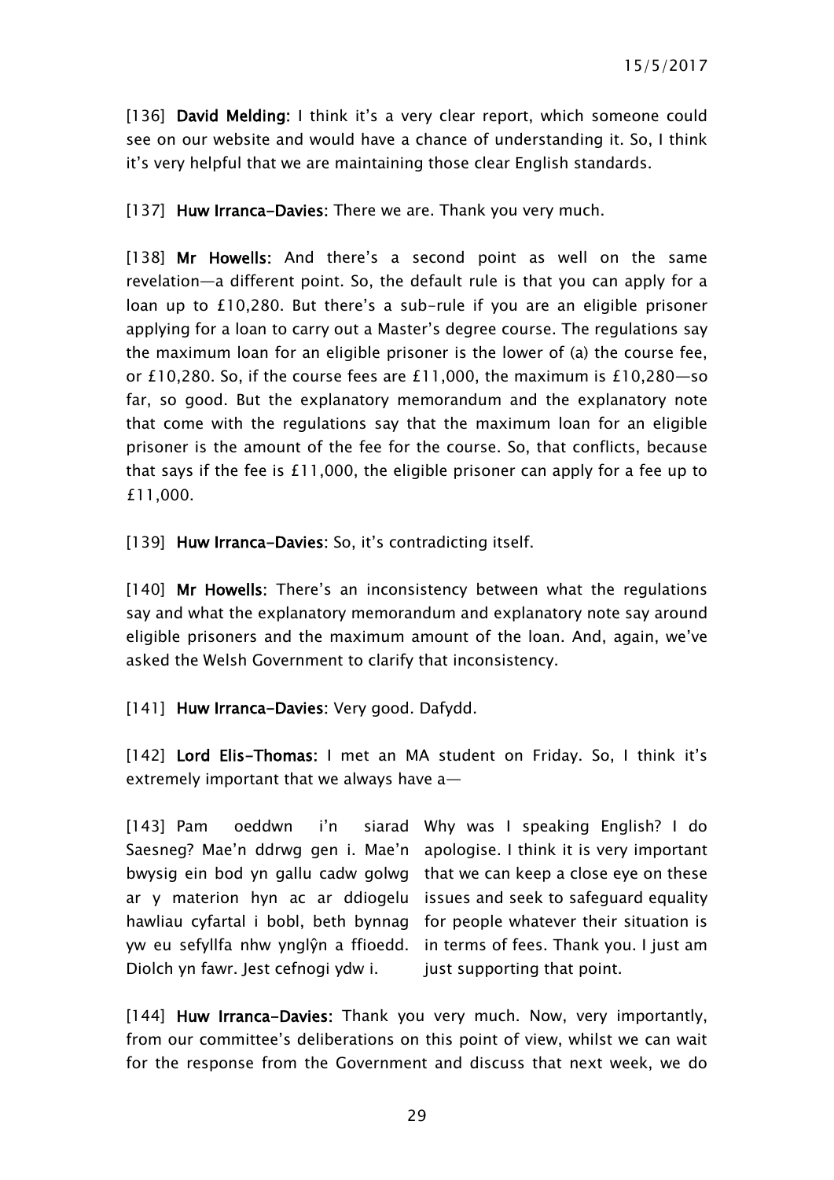[136] **David Melding:** I think it's a very clear report, which someone could see on our website and would have a chance of understanding it. So, I think it's very helpful that we are maintaining those clear English standards.

[137] **Huw Irranca-Davies:** There we are. Thank you very much.

[138] **Mr Howells:** And there's a second point as well on the same revelation—a different point. So, the default rule is that you can apply for a loan up to £10,280. But there's a sub-rule if you are an eligible prisoner applying for a loan to carry out a Master's degree course. The regulations say the maximum loan for an eligible prisoner is the lower of (a) the course fee, or £10,280. So, if the course fees are £11,000, the maximum is £10,280—so far, so good. But the explanatory memorandum and the explanatory note that come with the regulations say that the maximum loan for an eligible prisoner is the amount of the fee for the course. So, that conflicts, because that says if the fee is £11,000, the eligible prisoner can apply for a fee up to £11,000.

[139] **Huw Irranca-Davies:** So, it's contradicting itself.

[140] **Mr Howells:** There's an inconsistency between what the regulations say and what the explanatory memorandum and explanatory note say around eligible prisoners and the maximum amount of the loan. And, again, we've asked the Welsh Government to clarify that inconsistency.

[141] **Huw Irranca-Davies:** Very good. Dafydd.

[142] **Lord Elis-Thomas:** I met an MA student on Friday. So, I think it's extremely important that we always have a—

| | |
|---|---|
| [143] Pam oeddwn i'n siarad Saesneg? Mae'n ddrwg gen i. Mae'n bwysig ein bod yn gallu cadw golwg ar y materion hyn ac ar ddiogelu hawliau cyfartal i bobl, beth bynnag yw eu sefyllfa nhw ynglŷn a ffioedd. Diolch yn fawr. Jest cefnogi ydw i. | Why was I speaking English? I do apologise. I think it is very important that we can keep a close eye on these issues and seek to safeguard equality for people whatever their situation is in terms of fees. Thank you. I just am just supporting that point. |

[144] **Huw Irranca-Davies:** Thank you very much. Now, very importantly, from our committee's deliberations on this point of view, whilst we can wait for the response from the Government and discuss that next week, we do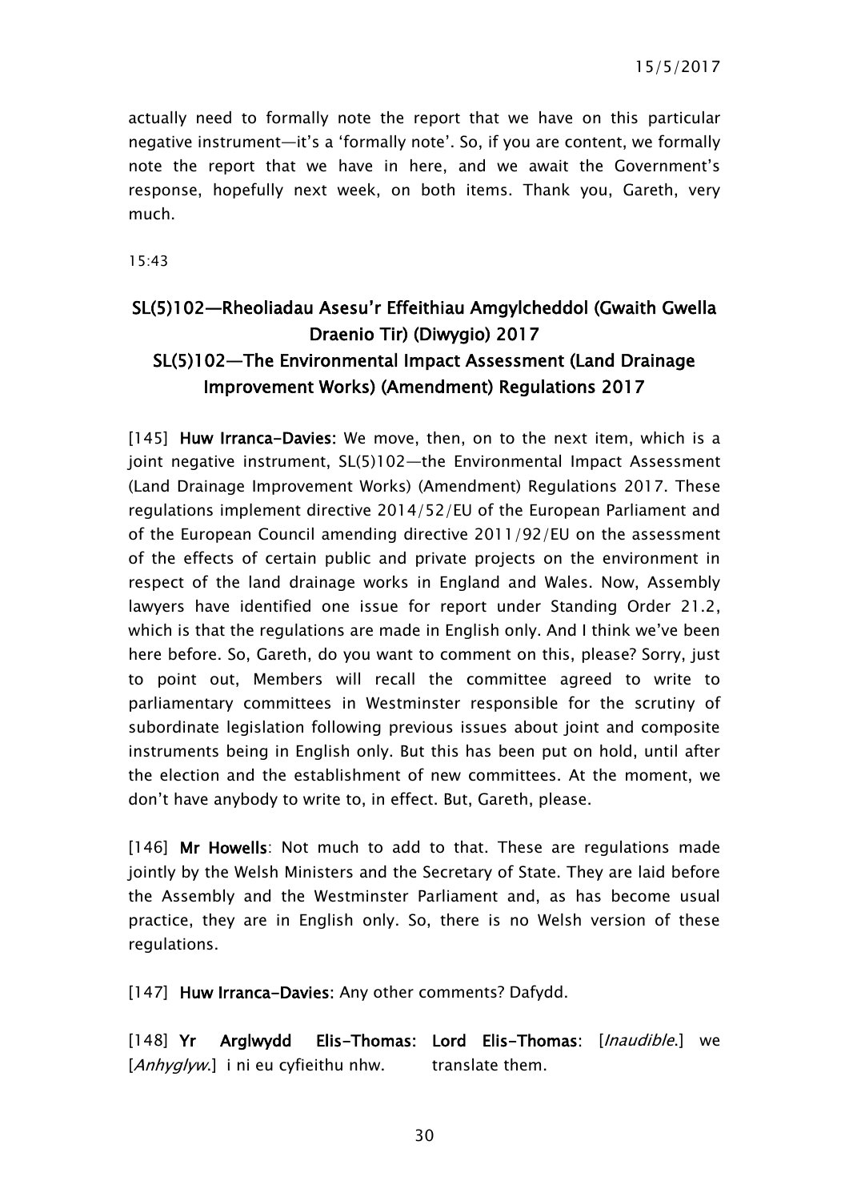actually need to formally note the report that we have on this particular negative instrument—it's a 'formally note'. So, if you are content, we formally note the report that we have in here, and we await the Government's response, hopefully next week, on both items. Thank you, Gareth, very much.

15:43

## SL(5)102—Rheoliadau Asesu'r Effeithiau Amgylcheddol (Gwaith Gwella Draenio Tir) (Diwygio) 2017
## SL(5)102—The Environmental Impact Assessment (Land Drainage Improvement Works) (Amendment) Regulations 2017

[145] **Huw Irranca-Davies:** We move, then, on to the next item, which is a joint negative instrument, SL(5)102—the Environmental Impact Assessment (Land Drainage Improvement Works) (Amendment) Regulations 2017. These regulations implement directive 2014/52/EU of the European Parliament and of the European Council amending directive 2011/92/EU on the assessment of the effects of certain public and private projects on the environment in respect of the land drainage works in England and Wales. Now, Assembly lawyers have identified one issue for report under Standing Order 21.2, which is that the regulations are made in English only. And I think we've been here before. So, Gareth, do you want to comment on this, please? Sorry, just to point out, Members will recall the committee agreed to write to parliamentary committees in Westminster responsible for the scrutiny of subordinate legislation following previous issues about joint and composite instruments being in English only. But this has been put on hold, until after the election and the establishment of new committees. At the moment, we don't have anybody to write to, in effect. But, Gareth, please.

[146] **Mr Howells**: Not much to add to that. These are regulations made jointly by the Welsh Ministers and the Secretary of State. They are laid before the Assembly and the Westminster Parliament and, as has become usual practice, they are in English only. So, there is no Welsh version of these regulations.

[147] **Huw Irranca-Davies:** Any other comments? Dafydd.

| | |
|---|---|
| [148] **Yr Arglwydd Elis-Thomas:** [*Anhyglyw.*] i ni eu cyfieithu nhw. | **Lord Elis-Thomas**: [*Inaudible.*] we translate them. |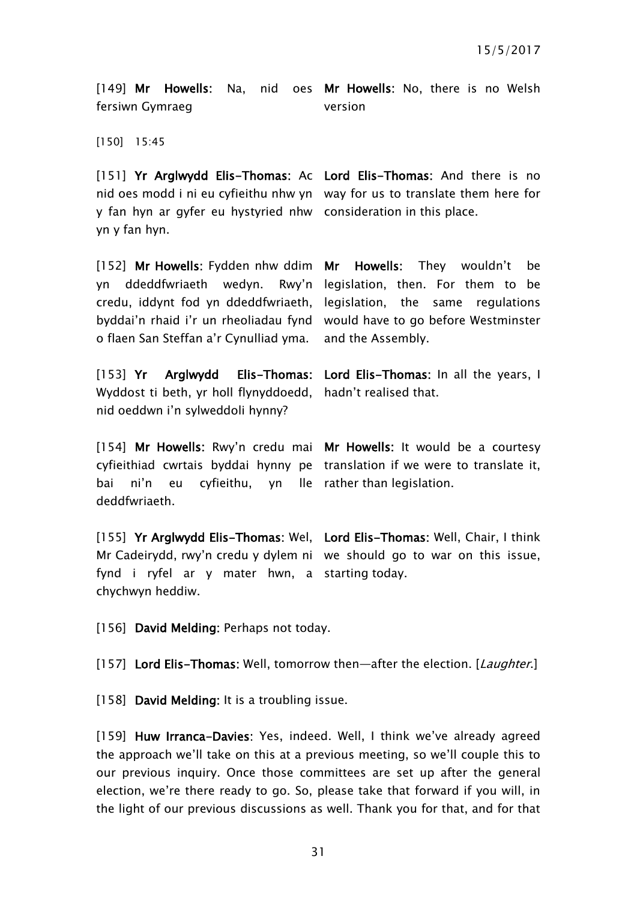| | |
|---|---|
| [149] **Mr Howells**: Na, nid oes fersiwn Gymraeg | **Mr Howells**: No, there is no Welsh version |

[150] 15:45

| | |
|---|---|
| [151] **Yr Arglwydd Elis-Thomas**: Ac nid oes modd i ni eu cyfieithu nhw yn y fan hyn ar gyfer eu hystyried nhw yn y fan hyn. | **Lord Elis-Thomas**: And there is no way for us to translate them here for consideration in this place. |
| [152] **Mr Howells**: Fydden nhw ddim yn ddeddfwriaeth wedyn. Rwy'n credu, iddynt fod yn ddeddfwriaeth, byddai'n rhaid i'r un rheoliadau fynd o flaen San Steffan a'r Cynulliad yma. | **Mr Howells**: They wouldn't be legislation, then. For them to be legislation, the same regulations would have to go before Westminster and the Assembly. |
| [153] **Yr Arglwydd Elis-Thomas**: Wyddost ti beth, yr holl flynyddoedd, nid oeddwn i'n sylweddoli hynny? | **Lord Elis-Thomas**: In all the years, I hadn't realised that. |
| [154] **Mr Howells**: Rwy'n credu mai cyfieithiad cwrtais byddai hynny pe bai ni'n eu cyfieithu, yn lle deddfwriaeth. | **Mr Howells**: It would be a courtesy translation if we were to translate it, rather than legislation. |
| [155] **Yr Arglwydd Elis-Thomas**: Wel, Mr Cadeirydd, rwy'n credu y dylem ni fynd i ryfel ar y mater hwn, a chychwyn heddiw. | **Lord Elis-Thomas**: Well, Chair, I think we should go to war on this issue, starting today. |

[156] **David Melding**: Perhaps not today.

[157] **Lord Elis-Thomas**: Well, tomorrow then—after the election. [*Laughter.*]

[158] **David Melding**: It is a troubling issue.

[159] **Huw Irranca-Davies**: Yes, indeed. Well, I think we've already agreed the approach we'll take on this at a previous meeting, so we'll couple this to our previous inquiry. Once those committees are set up after the general election, we're there ready to go. So, please take that forward if you will, in the light of our previous discussions as well. Thank you for that, and for that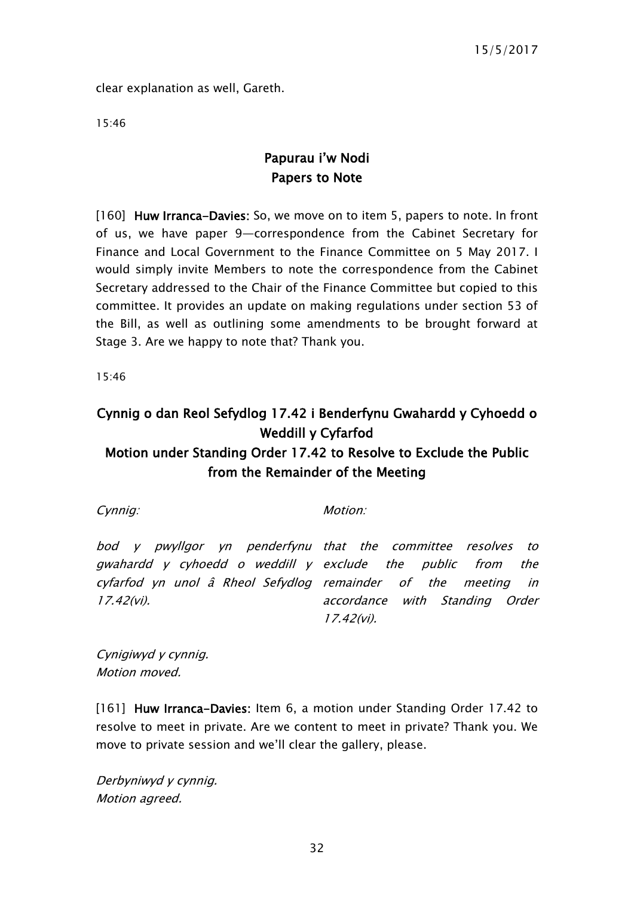clear explanation as well, Gareth.

15:46

## Papurau i'w Nodi
## Papers to Note

[160] **Huw Irranca-Davies:** So, we move on to item 5, papers to note. In front of us, we have paper 9—correspondence from the Cabinet Secretary for Finance and Local Government to the Finance Committee on 5 May 2017. I would simply invite Members to note the correspondence from the Cabinet Secretary addressed to the Chair of the Finance Committee but copied to this committee. It provides an update on making regulations under section 53 of the Bill, as well as outlining some amendments to be brought forward at Stage 3. Are we happy to note that? Thank you.

15:46

## Cynnig o dan Reol Sefydlog 17.42 i Benderfynu Gwahardd y Cyhoedd o Weddill y Cyfarfod
## Motion under Standing Order 17.42 to Resolve to Exclude the Public from the Remainder of the Meeting

| *Cynnig:* | *Motion:* |
| --- | --- |
| *bod y pwyllgor yn penderfynu gwahardd y cyhoedd o weddill y cyfarfod yn unol â Rheol Sefydlog 17.42(vi).* | *that the committee resolves to exclude the public from the remainder of the meeting in accordance with Standing Order 17.42(vi).* |

*Cynigiwyd y cynnig.*
*Motion moved.*

[161] **Huw Irranca-Davies:** Item 6, a motion under Standing Order 17.42 to resolve to meet in private. Are we content to meet in private? Thank you. We move to private session and we'll clear the gallery, please.

*Derbyniwyd y cynnig.*
*Motion agreed.*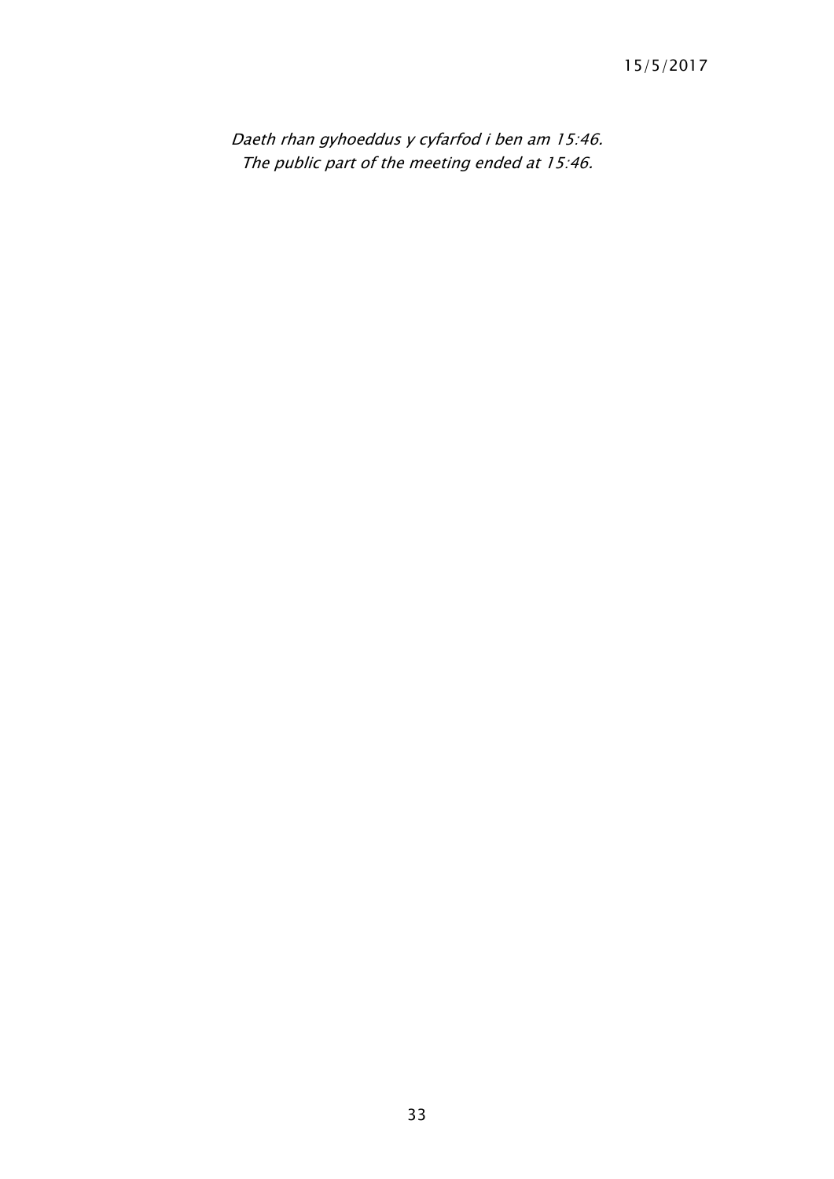*Daeth rhan gyhoeddus y cyfarfod i ben am 15:46.*
*The public part of the meeting ended at 15:46.*